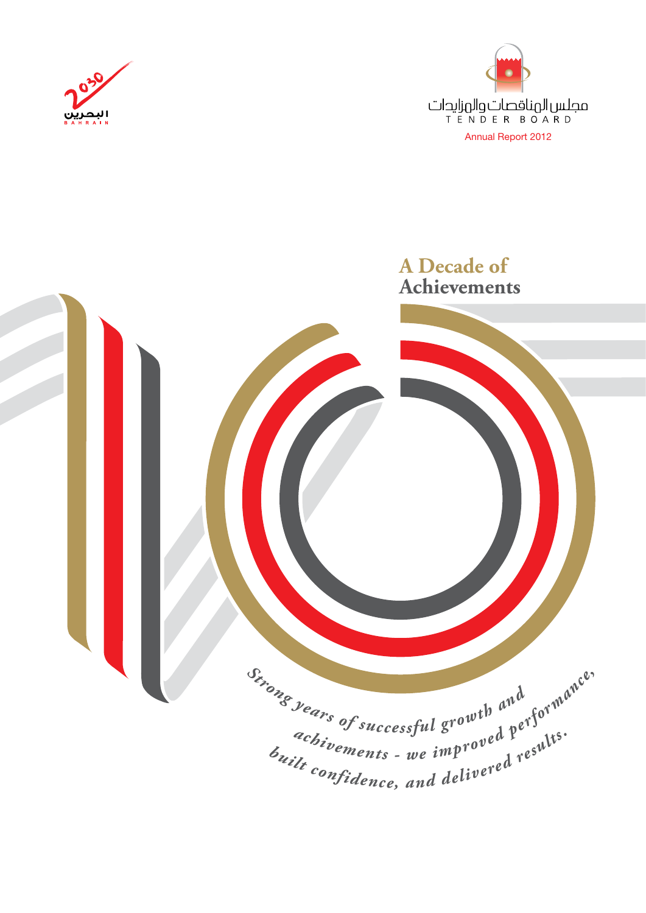البحرين 2030

BAHRAIN

مجلس المناقصات والمزايدات

TENDER BOARD

Annual Report 2012

# A Decade of Achievements

*Strong years of successful growth and achivements - we improved performance, built confidence, and delivered results.*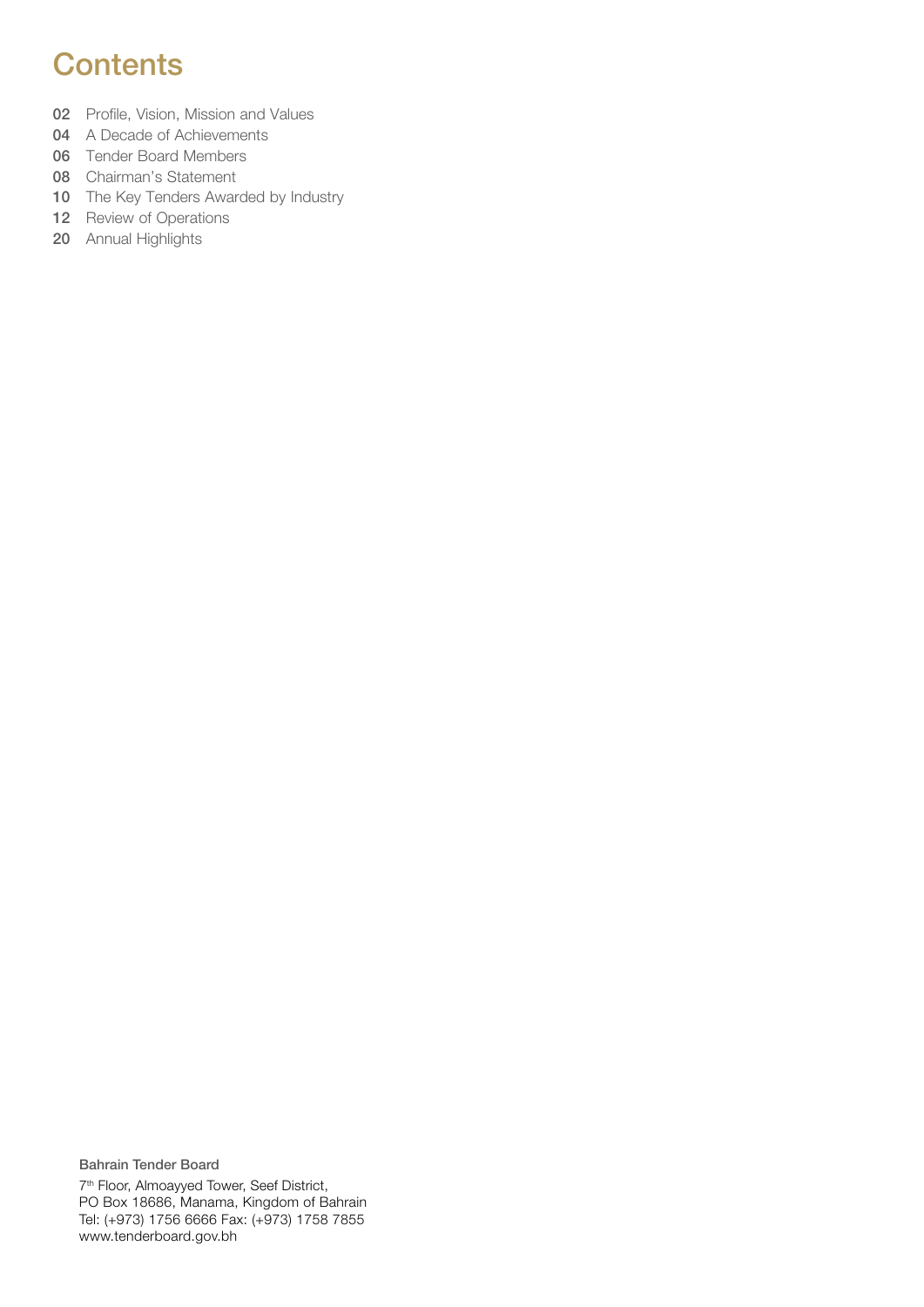# Contents

- 02 Profile, Vision, Mission and Values
- 04 A Decade of Achievements
- 06 Tender Board Members
- 08 Chairman's Statement
- 10 The Key Tenders Awarded by Industry
- 12 Review of Operations
- 20 Annual Highlights

**Bahrain Tender Board**

7th Floor, Almoayyed Tower, Seef District,
PO Box 18686, Manama, Kingdom of Bahrain
Tel: (+973) 1756 6666 Fax: (+973) 1758 7855
www.tenderboard.gov.bh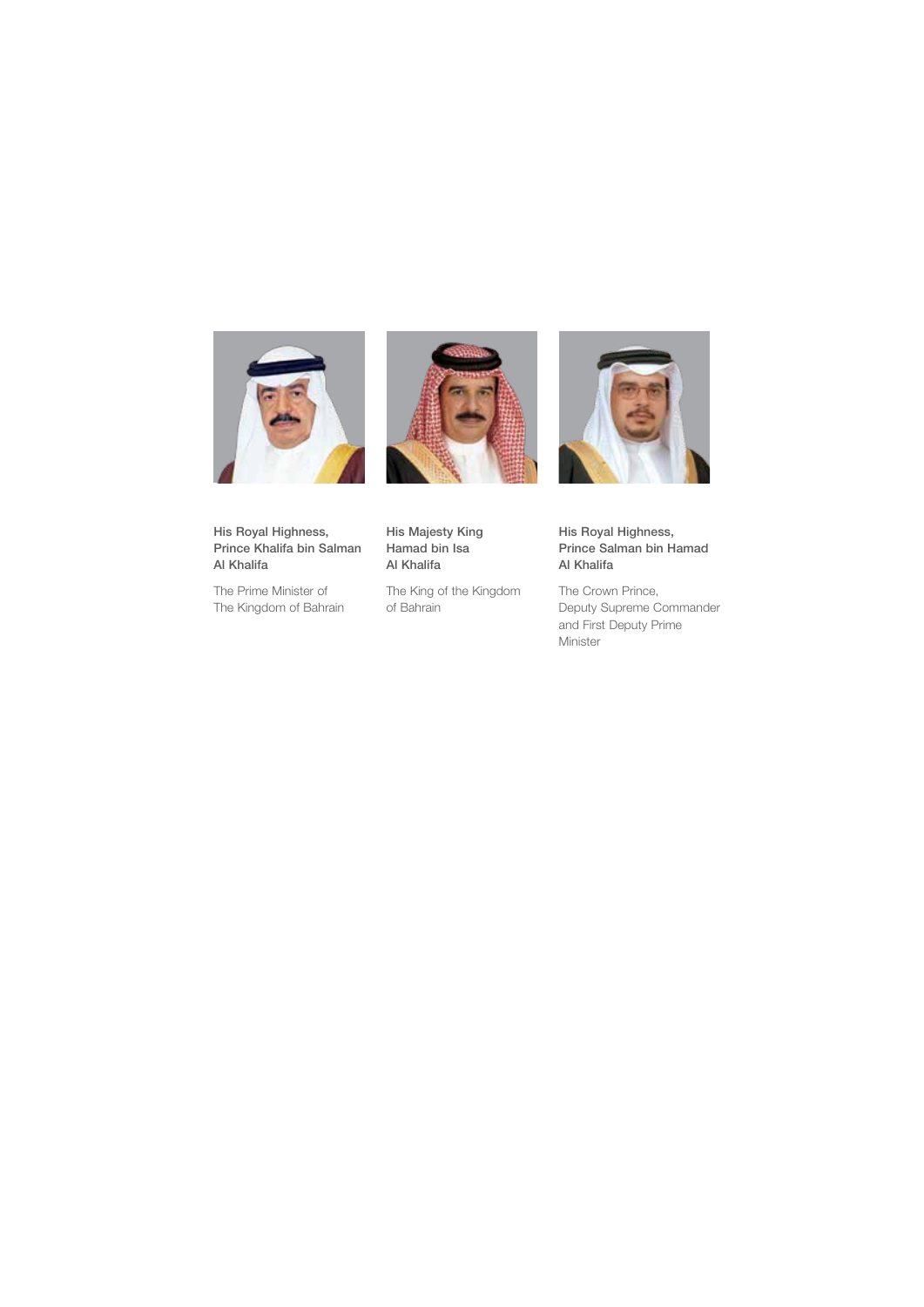**His Royal Highness, Prince Khalifa bin Salman Al Khalifa**

The Prime Minister of The Kingdom of Bahrain

**His Majesty King Hamad bin Isa Al Khalifa**

The King of the Kingdom of Bahrain

**His Royal Highness, Prince Salman bin Hamad Al Khalifa**

The Crown Prince, Deputy Supreme Commander and First Deputy Prime Minister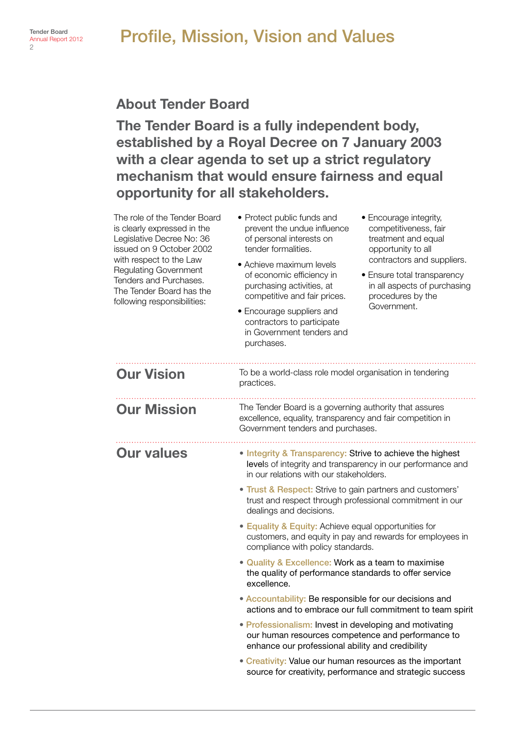# Profile, Mission, Vision and Values

## About Tender Board

**The Tender Board is a fully independent body, established by a Royal Decree on 7 January 2003 with a clear agenda to set up a strict regulatory mechanism that would ensure fairness and equal opportunity for all stakeholders.**

The role of the Tender Board is clearly expressed in the Legislative Decree No: 36 issued on 9 October 2002 with respect to the Law Regulating Government Tenders and Purchases. The Tender Board has the following responsibilities:

- Protect public funds and prevent the undue influence of personal interests on tender formalities.
- Achieve maximum levels of economic efficiency in purchasing activities, at competitive and fair prices.
- Encourage suppliers and contractors to participate in Government tenders and purchases.
- Encourage integrity, competitiveness, fair treatment and equal opportunity to all contractors and suppliers.
- Ensure total transparency in all aspects of purchasing procedures by the Government.

## Our Vision

To be a world-class role model organisation in tendering practices.

## Our Mission

The Tender Board is a governing authority that assures excellence, equality, transparency and fair competition in Government tenders and purchases.

## Our values

- **Integrity & Transparency:** Strive to achieve the highest levels of integrity and transparency in our performance and in our relations with our stakeholders.
- **Trust & Respect:** Strive to gain partners and customers' trust and respect through professional commitment in our dealings and decisions.
- **Equality & Equity:** Achieve equal opportunities for customers, and equity in pay and rewards for employees in compliance with policy standards.
- **Quality & Excellence:** Work as a team to maximise the quality of performance standards to offer service excellence.
- **Accountability:** Be responsible for our decisions and actions and to embrace our full commitment to team spirit
- **Professionalism:** Invest in developing and motivating our human resources competence and performance to enhance our professional ability and credibility
- **Creativity:** Value our human resources as the important source for creativity, performance and strategic success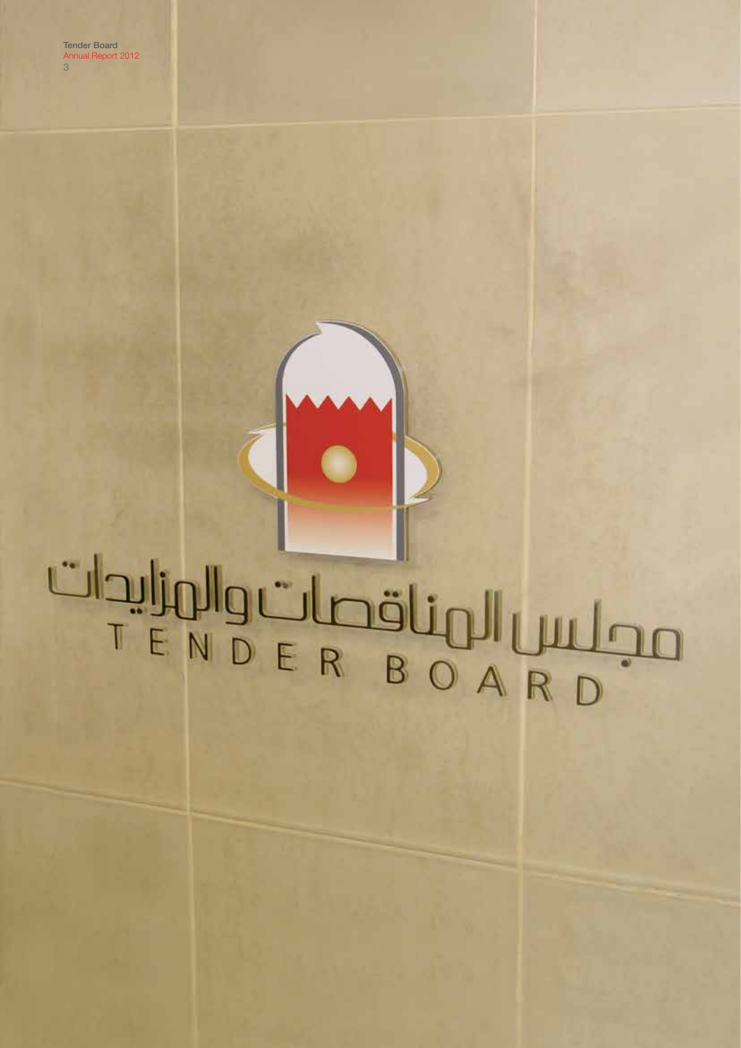مجلس المناقصات والمزايدات

TENDER BOARD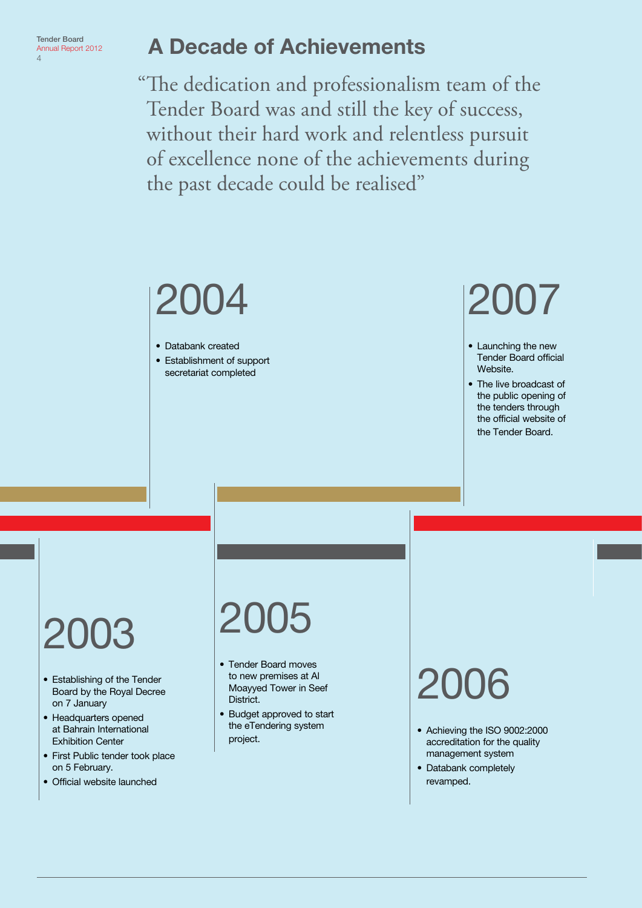# A Decade of Achievements

"The dedication and professionalism team of the Tender Board was and still the key of success, without their hard work and relentless pursuit of excellence none of the achievements during the past decade could be realised"

## 2003

- Establishing of the Tender Board by the Royal Decree on 7 January
- Headquarters opened at Bahrain International Exhibition Center
- First Public tender took place on 5 February.
- Official website launched

## 2004

- Databank created
- Establishment of support secretariat completed

## 2005

- Tender Board moves to new premises at Al Moayyed Tower in Seef District.
- Budget approved to start the eTendering system project.

## 2006

- Achieving the ISO 9002:2000 accreditation for the quality management system
- Databank completely revamped.

## 2007

- Launching the new Tender Board official Website.
- The live broadcast of the public opening of the tenders through the official website of the Tender Board.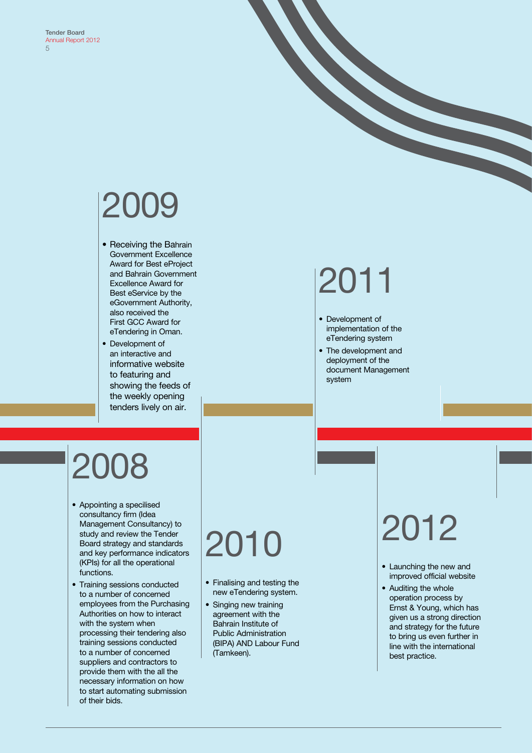## 2008

- Appointing a specilised consultancy firm (Idea Management Consultancy) to study and review the Tender Board strategy and standards and key performance indicators (KPIs) for all the operational functions.
- Training sessions conducted to a number of concerned employees from the Purchasing Authorities on how to interact with the system when processing their tendering also training sessions conducted to a number of concerned suppliers and contractors to provide them with the all the necessary information on how to start automating submission of their bids.

## 2009

- Receiving the Bahrain Government Excellence Award for Best eProject and Bahrain Government Excellence Award for Best eService by the eGovernment Authority, also received the First GCC Award for eTendering in Oman.
- Development of an interactive and informative website to featuring and showing the feeds of the weekly opening tenders lively on air.

## 2010

- Finalising and testing the new eTendering system.
- Singing new training agreement with the Bahrain Institute of Public Administration (BIPA) AND Labour Fund (Tamkeen).

## 2011

- Development of implementation of the eTendering system
- The development and deployment of the document Management system

## 2012

- Launching the new and improved official website
- Auditing the whole operation process by Ernst & Young, which has given us a strong direction and strategy for the future to bring us even further in line with the international best practice.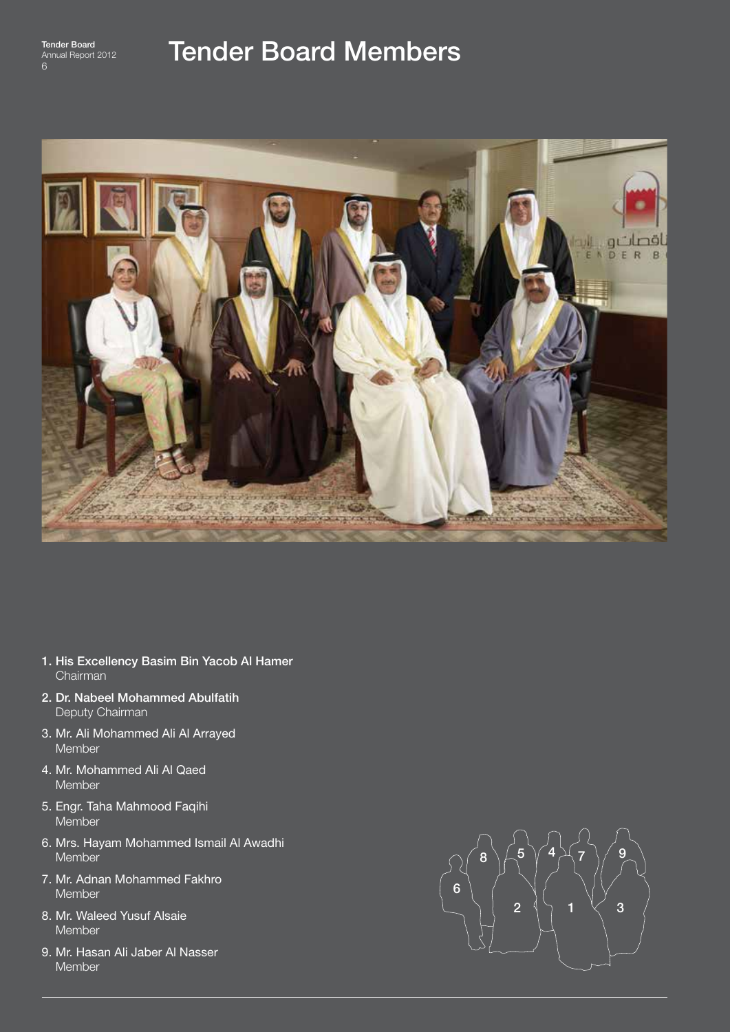# Tender Board Members

1. **His Excellency Basim Bin Yacob Al Hamer**
   Chairman
2. **Dr. Nabeel Mohammed Abulfatih**
   Deputy Chairman
3. Mr. Ali Mohammed Ali Al Arrayed
   Member
4. Mr. Mohammed Ali Al Qaed
   Member
5. Engr. Taha Mahmood Faqihi
   Member
6. Mrs. Hayam Mohammed Ismail Al Awadhi
   Member
7. Mr. Adnan Mohammed Fakhro
   Member
8. Mr. Waleed Yusuf Alsaie
   Member
9. Mr. Hasan Ali Jaber Al Nasser
   Member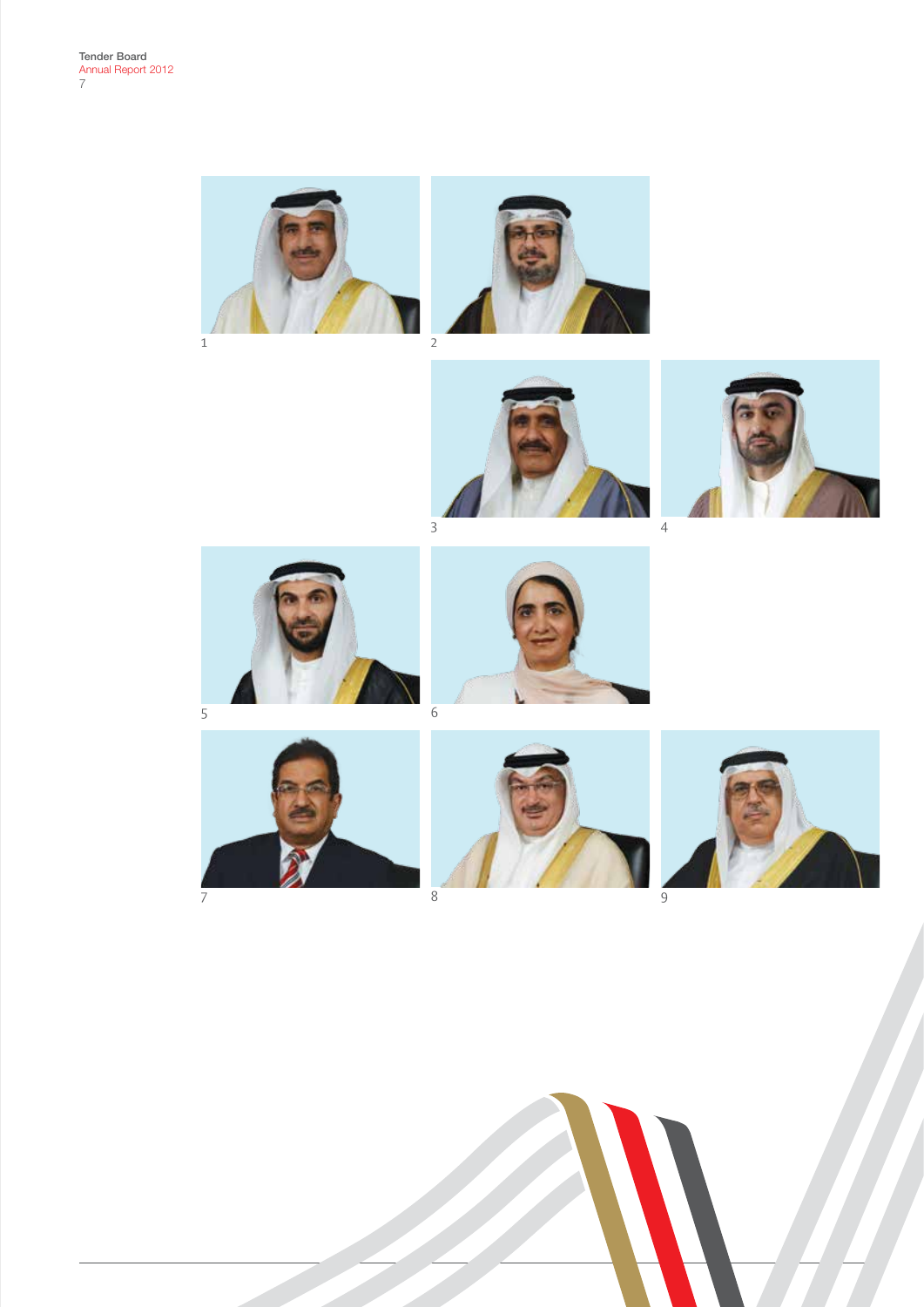1

2

3

4

5

6

7

8

9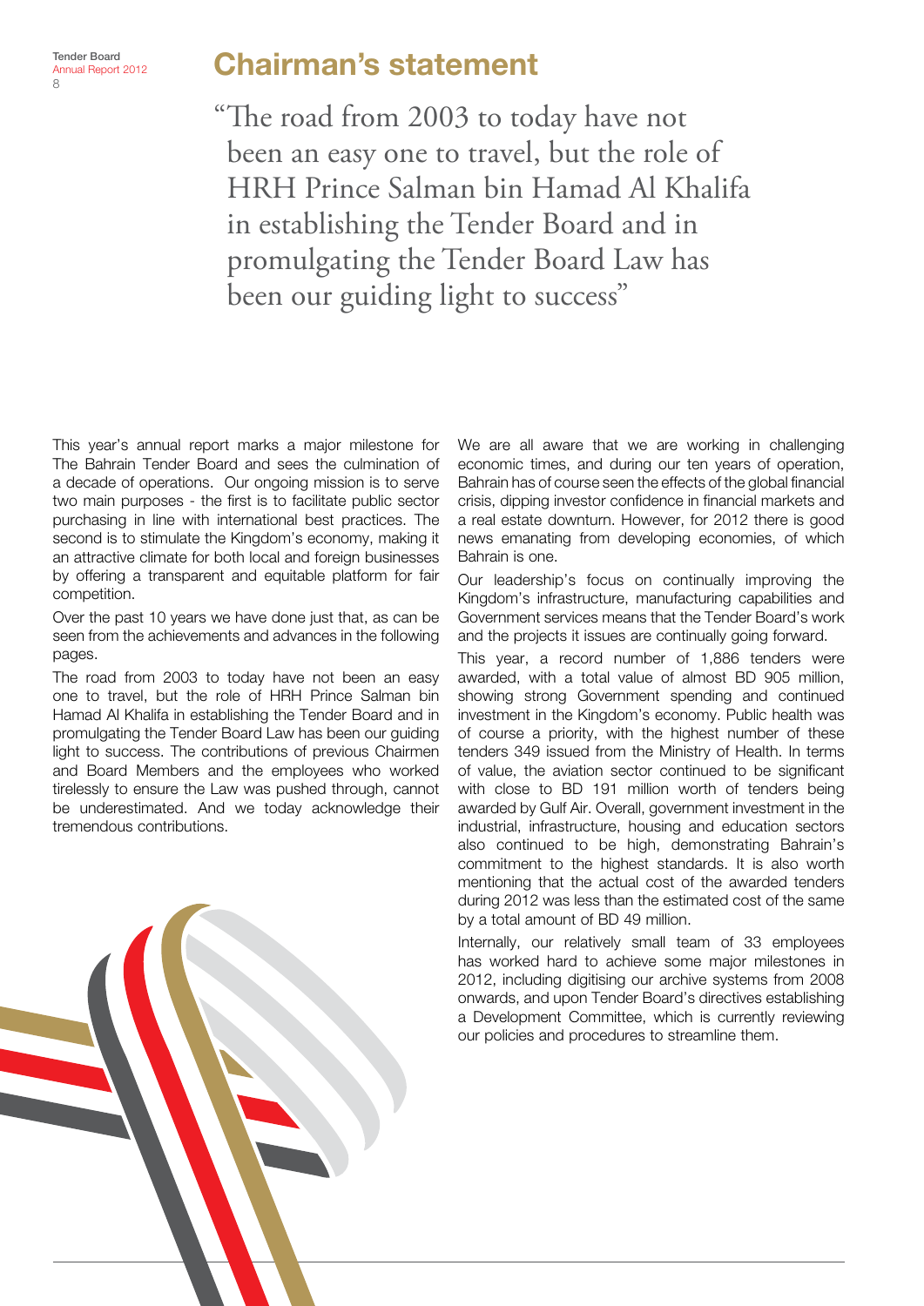# Chairman's statement

"The road from 2003 to today have not been an easy one to travel, but the role of HRH Prince Salman bin Hamad Al Khalifa in establishing the Tender Board and in promulgating the Tender Board Law has been our guiding light to success"

This year's annual report marks a major milestone for The Bahrain Tender Board and sees the culmination of a decade of operations. Our ongoing mission is to serve two main purposes - the first is to facilitate public sector purchasing in line with international best practices. The second is to stimulate the Kingdom's economy, making it an attractive climate for both local and foreign businesses by offering a transparent and equitable platform for fair competition.

Over the past 10 years we have done just that, as can be seen from the achievements and advances in the following pages.

The road from 2003 to today have not been an easy one to travel, but the role of HRH Prince Salman bin Hamad Al Khalifa in establishing the Tender Board and in promulgating the Tender Board Law has been our guiding light to success. The contributions of previous Chairmen and Board Members and the employees who worked tirelessly to ensure the Law was pushed through, cannot be underestimated. And we today acknowledge their tremendous contributions.

We are all aware that we are working in challenging economic times, and during our ten years of operation, Bahrain has of course seen the effects of the global financial crisis, dipping investor confidence in financial markets and a real estate downturn. However, for 2012 there is good news emanating from developing economies, of which Bahrain is one.

Our leadership's focus on continually improving the Kingdom's infrastructure, manufacturing capabilities and Government services means that the Tender Board's work and the projects it issues are continually going forward.

This year, a record number of 1,886 tenders were awarded, with a total value of almost BD 905 million, showing strong Government spending and continued investment in the Kingdom's economy. Public health was of course a priority, with the highest number of these tenders 349 issued from the Ministry of Health. In terms of value, the aviation sector continued to be significant with close to BD 191 million worth of tenders being awarded by Gulf Air. Overall, government investment in the industrial, infrastructure, housing and education sectors also continued to be high, demonstrating Bahrain's commitment to the highest standards. It is also worth mentioning that the actual cost of the awarded tenders during 2012 was less than the estimated cost of the same by a total amount of BD 49 million.

Internally, our relatively small team of 33 employees has worked hard to achieve some major milestones in 2012, including digitising our archive systems from 2008 onwards, and upon Tender Board's directives establishing a Development Committee, which is currently reviewing our policies and procedures to streamline them.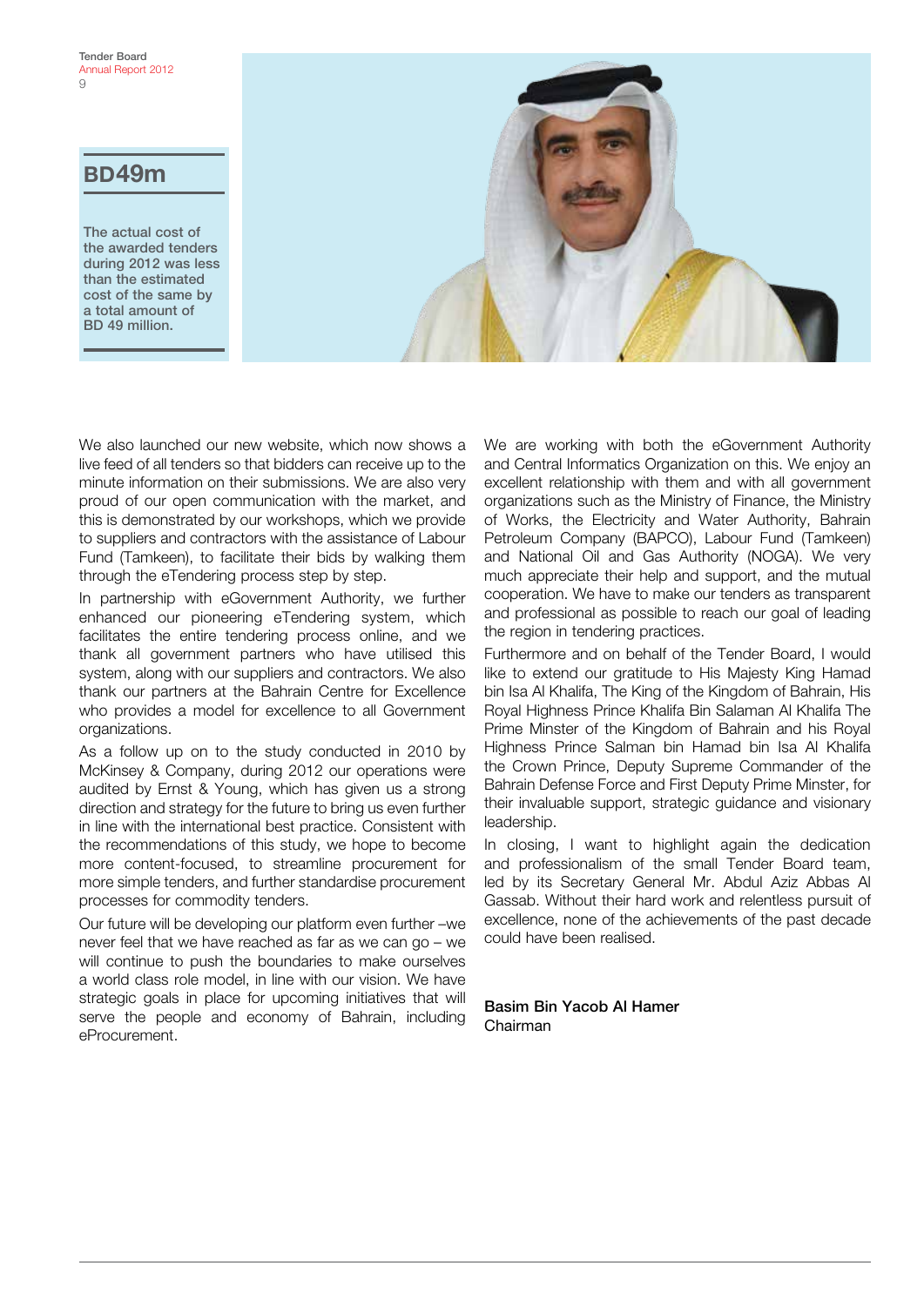## BD49m

The actual cost of the awarded tenders during 2012 was less than the estimated cost of the same by a total amount of BD 49 million.

We also launched our new website, which now shows a live feed of all tenders so that bidders can receive up to the minute information on their submissions. We are also very proud of our open communication with the market, and this is demonstrated by our workshops, which we provide to suppliers and contractors with the assistance of Labour Fund (Tamkeen), to facilitate their bids by walking them through the eTendering process step by step.

In partnership with eGovernment Authority, we further enhanced our pioneering eTendering system, which facilitates the entire tendering process online, and we thank all government partners who have utilised this system, along with our suppliers and contractors. We also thank our partners at the Bahrain Centre for Excellence who provides a model for excellence to all Government organizations.

As a follow up on to the study conducted in 2010 by McKinsey & Company, during 2012 our operations were audited by Ernst & Young, which has given us a strong direction and strategy for the future to bring us even further in line with the international best practice. Consistent with the recommendations of this study, we hope to become more content-focused, to streamline procurement for more simple tenders, and further standardise procurement processes for commodity tenders.

Our future will be developing our platform even further –we never feel that we have reached as far as we can go – we will continue to push the boundaries to make ourselves a world class role model, in line with our vision. We have strategic goals in place for upcoming initiatives that will serve the people and economy of Bahrain, including eProcurement.

We are working with both the eGovernment Authority and Central Informatics Organization on this. We enjoy an excellent relationship with them and with all government organizations such as the Ministry of Finance, the Ministry of Works, the Electricity and Water Authority, Bahrain Petroleum Company (BAPCO), Labour Fund (Tamkeen) and National Oil and Gas Authority (NOGA). We very much appreciate their help and support, and the mutual cooperation. We have to make our tenders as transparent and professional as possible to reach our goal of leading the region in tendering practices.

Furthermore and on behalf of the Tender Board, I would like to extend our gratitude to His Majesty King Hamad bin Isa Al Khalifa, The King of the Kingdom of Bahrain, His Royal Highness Prince Khalifa Bin Salaman Al Khalifa The Prime Minster of the Kingdom of Bahrain and his Royal Highness Prince Salman bin Hamad bin Isa Al Khalifa the Crown Prince, Deputy Supreme Commander of the Bahrain Defense Force and First Deputy Prime Minster, for their invaluable support, strategic guidance and visionary leadership.

In closing, I want to highlight again the dedication and professionalism of the small Tender Board team, led by its Secretary General Mr. Abdul Aziz Abbas Al Gassab. Without their hard work and relentless pursuit of excellence, none of the achievements of the past decade could have been realised.

**Basim Bin Yacob Al Hamer**
Chairman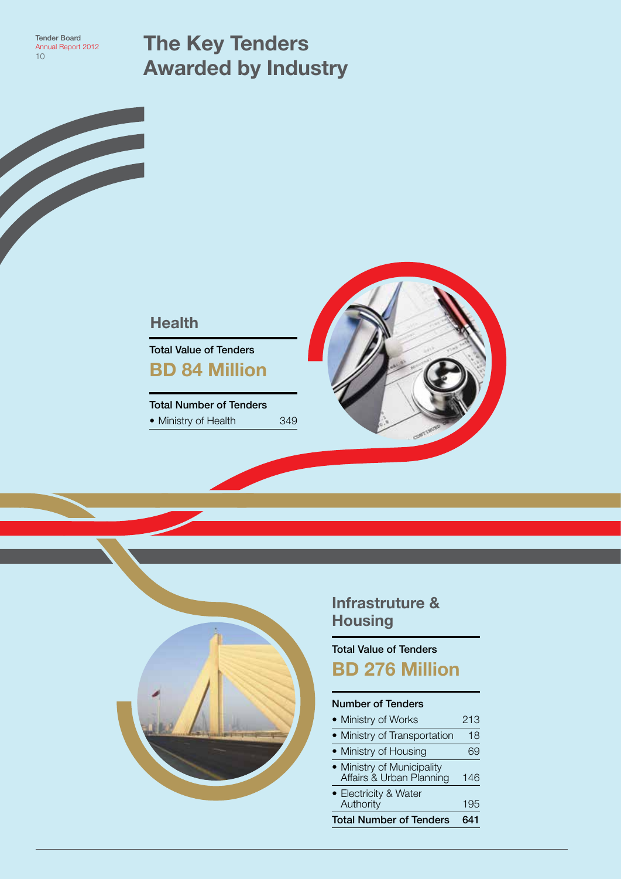# The Key Tenders Awarded by Industry

## Health

**Total Value of Tenders**

**BD 84 Million**

**Total Number of Tenders**

| | |
|---|---|
| • Ministry of Health | 349 |

## Infrastruture & Housing

**Total Value of Tenders**

**BD 276 Million**

**Number of Tenders**

| | |
|---|---|
| • Ministry of Works | 213 |
| • Ministry of Transportation | 18 |
| • Ministry of Housing | 69 |
| • Ministry of Municipality Affairs & Urban Planning | 146 |
| • Electricity & Water Authority | 195 |
| **Total Number of Tenders** | **641** |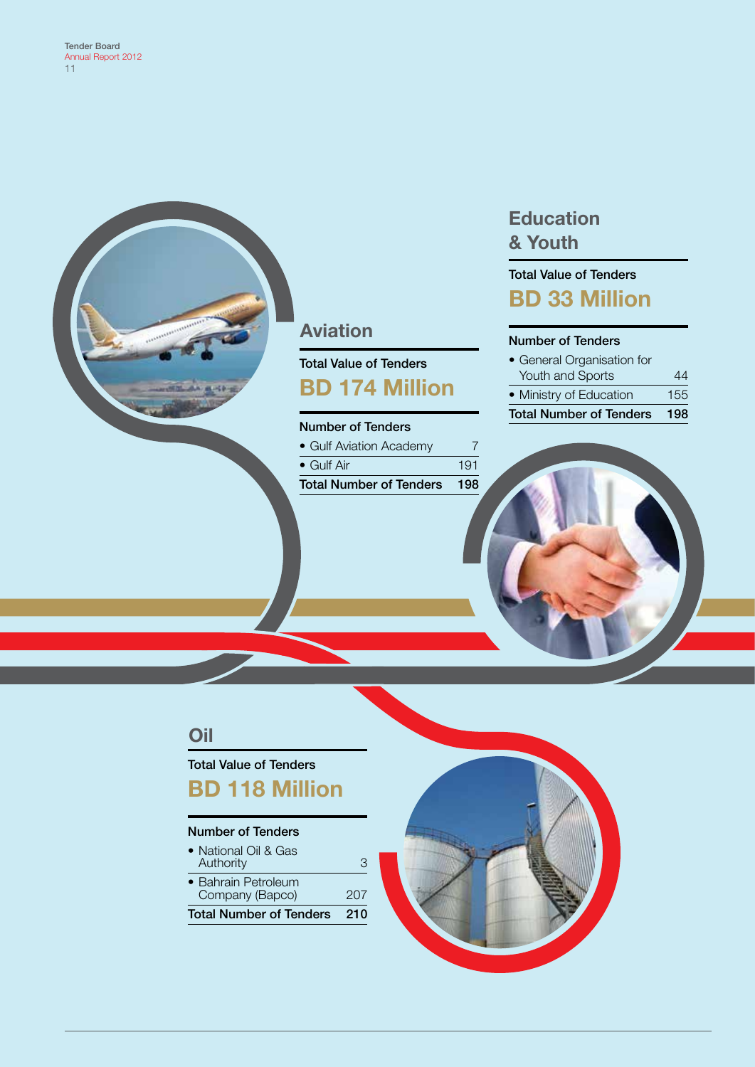## Aviation

**Total Value of Tenders**

**BD 174 Million**

| Number of Tenders | |
|---|---|
| • Gulf Aviation Academy | 7 |
| • Gulf Air | 191 |
| **Total Number of Tenders** | **198** |

## Education & Youth

**Total Value of Tenders**

**BD 33 Million**

| Number of Tenders | |
|---|---|
| • General Organisation for Youth and Sports | 44 |
| • Ministry of Education | 155 |
| **Total Number of Tenders** | **198** |

## Oil

**Total Value of Tenders**

**BD 118 Million**

| Number of Tenders | |
|---|---|
| • National Oil & Gas Authority | 3 |
| • Bahrain Petroleum Company (Bapco) | 207 |
| **Total Number of Tenders** | **210** |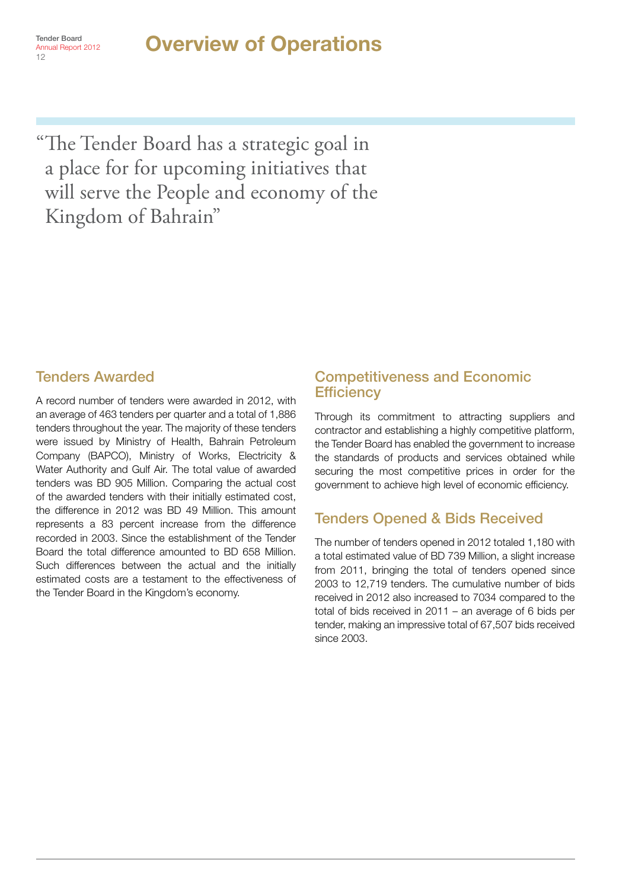# Overview of Operations

"The Tender Board has a strategic goal in a place for for upcoming initiatives that will serve the People and economy of the Kingdom of Bahrain"

## Tenders Awarded

A record number of tenders were awarded in 2012, with an average of 463 tenders per quarter and a total of 1,886 tenders throughout the year. The majority of these tenders were issued by Ministry of Health, Bahrain Petroleum Company (BAPCO), Ministry of Works, Electricity & Water Authority and Gulf Air. The total value of awarded tenders was BD 905 Million. Comparing the actual cost of the awarded tenders with their initially estimated cost, the difference in 2012 was BD 49 Million. This amount represents a 83 percent increase from the difference recorded in 2003. Since the establishment of the Tender Board the total difference amounted to BD 658 Million. Such differences between the actual and the initially estimated costs are a testament to the effectiveness of the Tender Board in the Kingdom's economy.

## Competitiveness and Economic Efficiency

Through its commitment to attracting suppliers and contractor and establishing a highly competitive platform, the Tender Board has enabled the government to increase the standards of products and services obtained while securing the most competitive prices in order for the government to achieve high level of economic efficiency.

## Tenders Opened & Bids Received

The number of tenders opened in 2012 totaled 1,180 with a total estimated value of BD 739 Million, a slight increase from 2011, bringing the total of tenders opened since 2003 to 12,719 tenders. The cumulative number of bids received in 2012 also increased to 7034 compared to the total of bids received in 2011 – an average of 6 bids per tender, making an impressive total of 67,507 bids received since 2003.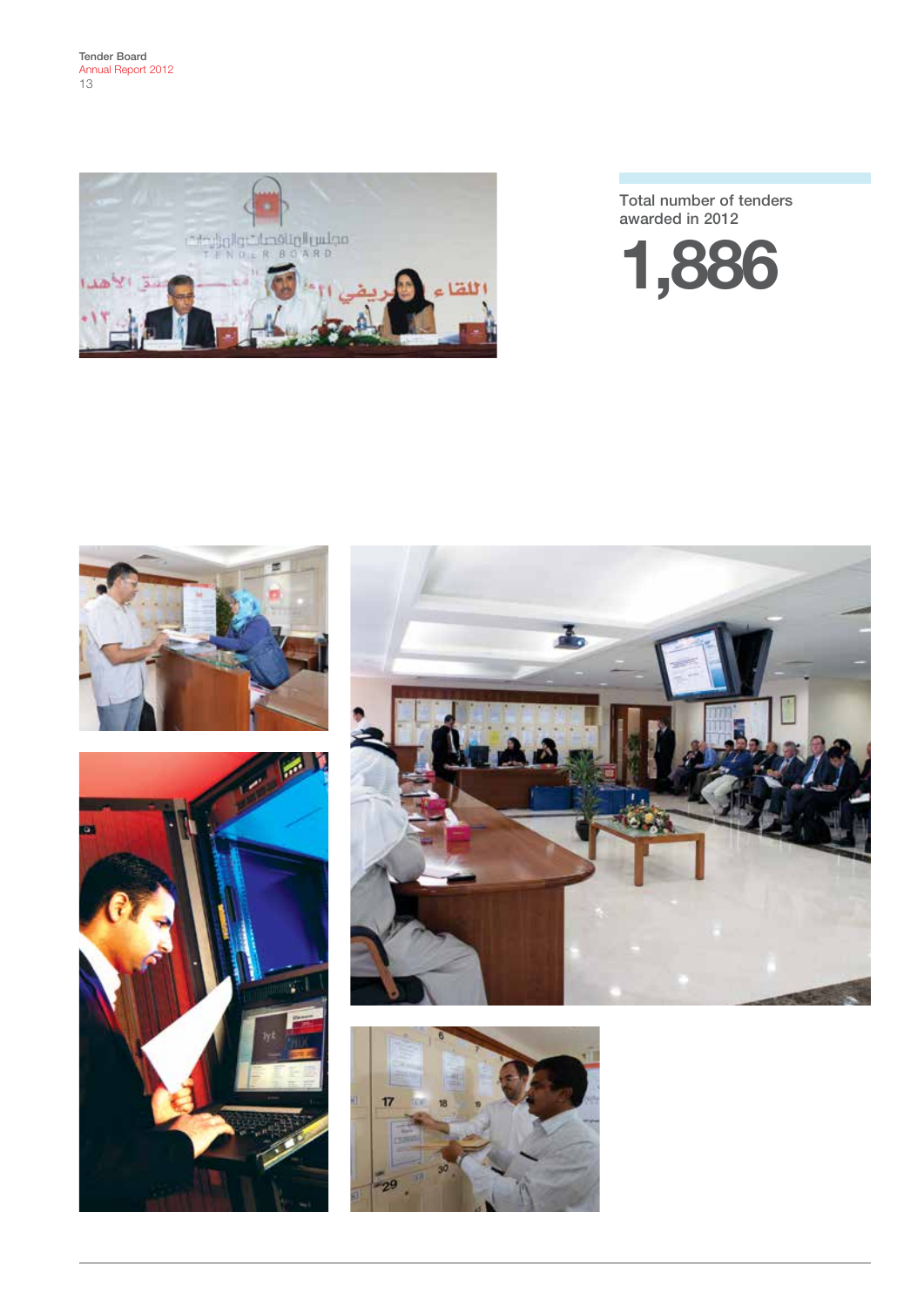Total number of tenders awarded in 2012

# 1,886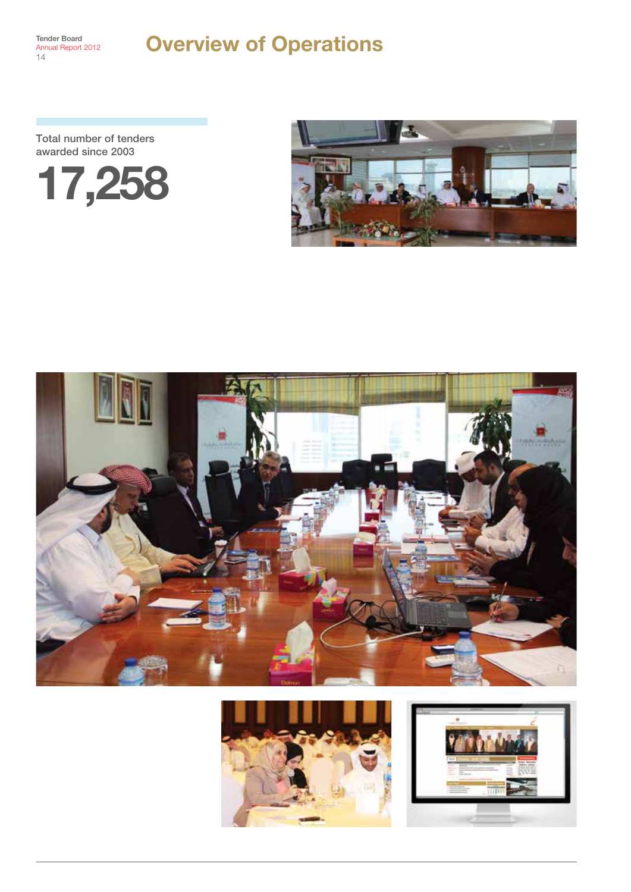# Overview of Operations

Total number of tenders awarded since 2003

**17,258**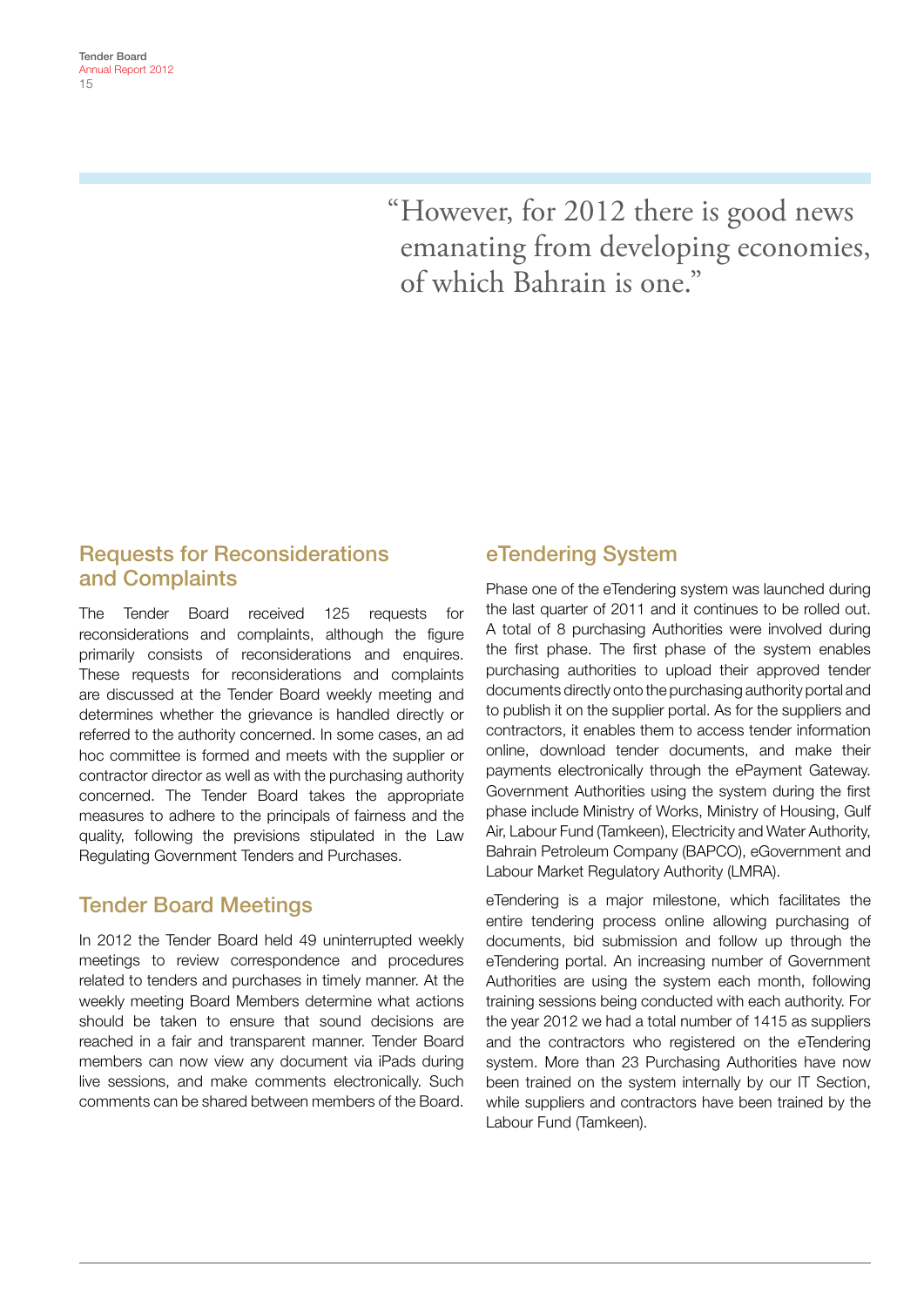> "However, for 2012 there is good news emanating from developing economies, of which Bahrain is one."

## Requests for Reconsiderations and Complaints

The Tender Board received 125 requests for reconsiderations and complaints, although the figure primarily consists of reconsiderations and enquires. These requests for reconsiderations and complaints are discussed at the Tender Board weekly meeting and determines whether the grievance is handled directly or referred to the authority concerned. In some cases, an ad hoc committee is formed and meets with the supplier or contractor director as well as with the purchasing authority concerned. The Tender Board takes the appropriate measures to adhere to the principals of fairness and the quality, following the previsions stipulated in the Law Regulating Government Tenders and Purchases.

## Tender Board Meetings

In 2012 the Tender Board held 49 uninterrupted weekly meetings to review correspondence and procedures related to tenders and purchases in timely manner. At the weekly meeting Board Members determine what actions should be taken to ensure that sound decisions are reached in a fair and transparent manner. Tender Board members can now view any document via iPads during live sessions, and make comments electronically. Such comments can be shared between members of the Board.

## eTendering System

Phase one of the eTendering system was launched during the last quarter of 2011 and it continues to be rolled out. A total of 8 purchasing Authorities were involved during the first phase. The first phase of the system enables purchasing authorities to upload their approved tender documents directly onto the purchasing authority portal and to publish it on the supplier portal. As for the suppliers and contractors, it enables them to access tender information online, download tender documents, and make their payments electronically through the ePayment Gateway. Government Authorities using the system during the first phase include Ministry of Works, Ministry of Housing, Gulf Air, Labour Fund (Tamkeen), Electricity and Water Authority, Bahrain Petroleum Company (BAPCO), eGovernment and Labour Market Regulatory Authority (LMRA).

eTendering is a major milestone, which facilitates the entire tendering process online allowing purchasing of documents, bid submission and follow up through the eTendering portal. An increasing number of Government Authorities are using the system each month, following training sessions being conducted with each authority. For the year 2012 we had a total number of 1415 as suppliers and the contractors who registered on the eTendering system. More than 23 Purchasing Authorities have now been trained on the system internally by our IT Section, while suppliers and contractors have been trained by the Labour Fund (Tamkeen).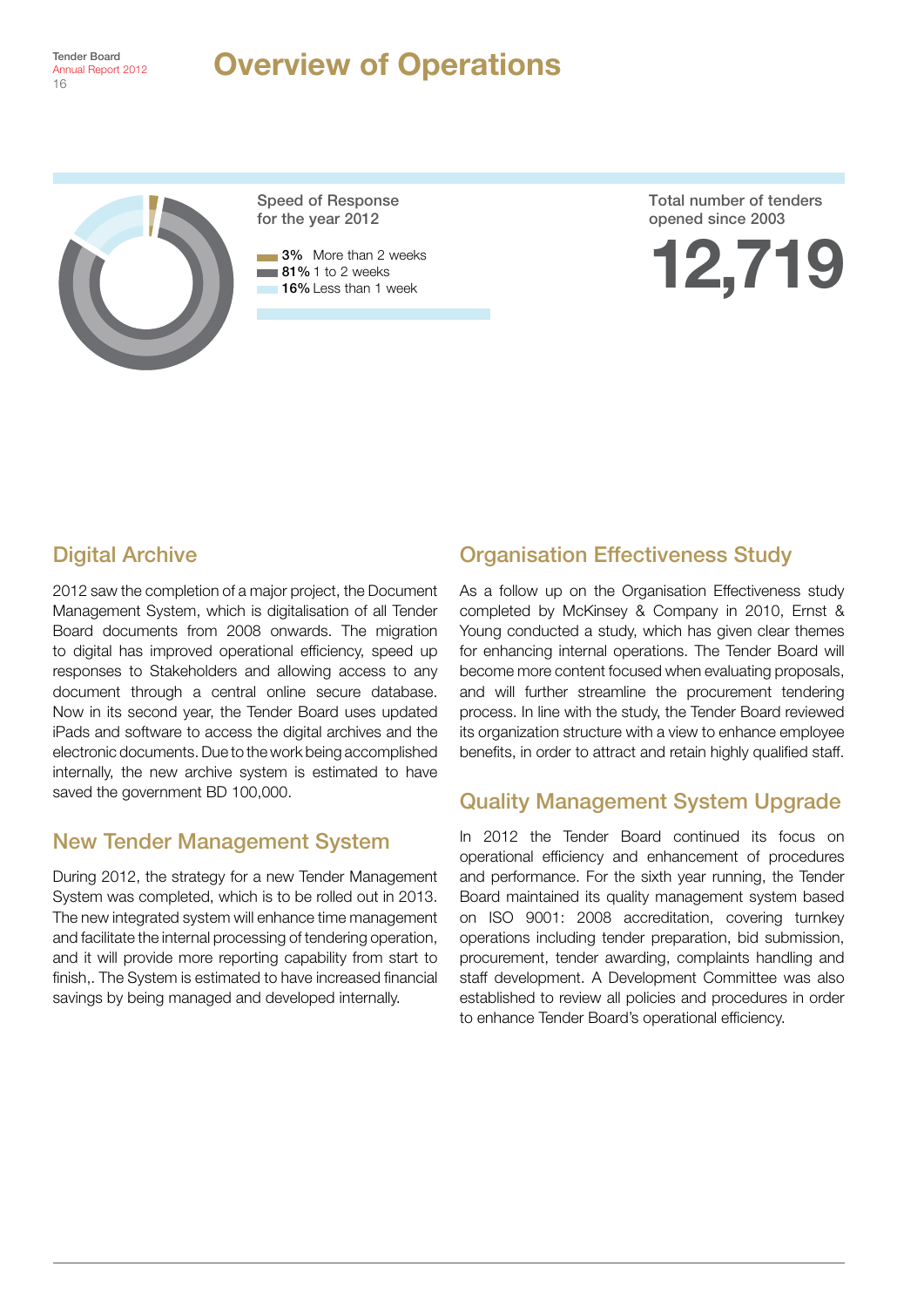# Overview of Operations

Speed of Response for the year 2012

- **3%** More than 2 weeks
- **81%** 1 to 2 weeks
- **16%** Less than 1 week

Total number of tenders opened since 2003

**12,719**

## Digital Archive

2012 saw the completion of a major project, the Document Management System, which is digitalisation of all Tender Board documents from 2008 onwards. The migration to digital has improved operational efficiency, speed up responses to Stakeholders and allowing access to any document through a central online secure database. Now in its second year, the Tender Board uses updated iPads and software to access the digital archives and the electronic documents. Due to the work being accomplished internally, the new archive system is estimated to have saved the government BD 100,000.

## New Tender Management System

During 2012, the strategy for a new Tender Management System was completed, which is to be rolled out in 2013. The new integrated system will enhance time management and facilitate the internal processing of tendering operation, and it will provide more reporting capability from start to finish,. The System is estimated to have increased financial savings by being managed and developed internally.

## Organisation Effectiveness Study

As a follow up on the Organisation Effectiveness study completed by McKinsey & Company in 2010, Ernst & Young conducted a study, which has given clear themes for enhancing internal operations. The Tender Board will become more content focused when evaluating proposals, and will further streamline the procurement tendering process. In line with the study, the Tender Board reviewed its organization structure with a view to enhance employee benefits, in order to attract and retain highly qualified staff.

## Quality Management System Upgrade

In 2012 the Tender Board continued its focus on operational efficiency and enhancement of procedures and performance. For the sixth year running, the Tender Board maintained its quality management system based on ISO 9001: 2008 accreditation, covering turnkey operations including tender preparation, bid submission, procurement, tender awarding, complaints handling and staff development. A Development Committee was also established to review all policies and procedures in order to enhance Tender Board's operational efficiency.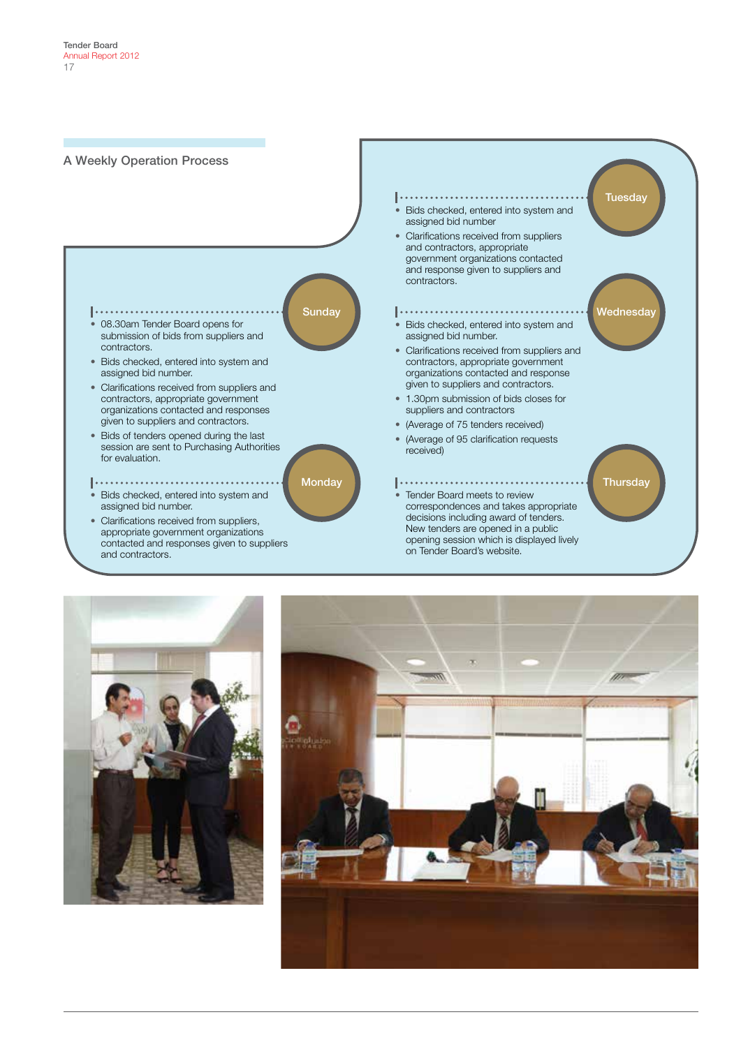## A Weekly Operation Process

### Sunday

- 08.30am Tender Board opens for submission of bids from suppliers and contractors.
- Bids checked, entered into system and assigned bid number.
- Clarifications received from suppliers and contractors, appropriate government organizations contacted and responses given to suppliers and contractors.
- Bids of tenders opened during the last session are sent to Purchasing Authorities for evaluation.

### Monday

- Bids checked, entered into system and assigned bid number.
- Clarifications received from suppliers, appropriate government organizations contacted and responses given to suppliers and contractors.

### Tuesday

- Bids checked, entered into system and assigned bid number
- Clarifications received from suppliers and contractors, appropriate government organizations contacted and response given to suppliers and contractors.

### Wednesday

- Bids checked, entered into system and assigned bid number.
- Clarifications received from suppliers and contractors, appropriate government organizations contacted and response given to suppliers and contractors.
- 1.30pm submission of bids closes for suppliers and contractors
- (Average of 75 tenders received)
- (Average of 95 clarification requests received)

### Thursday

- Tender Board meets to review correspondences and takes appropriate decisions including award of tenders. New tenders are opened in a public opening session which is displayed lively on Tender Board's website.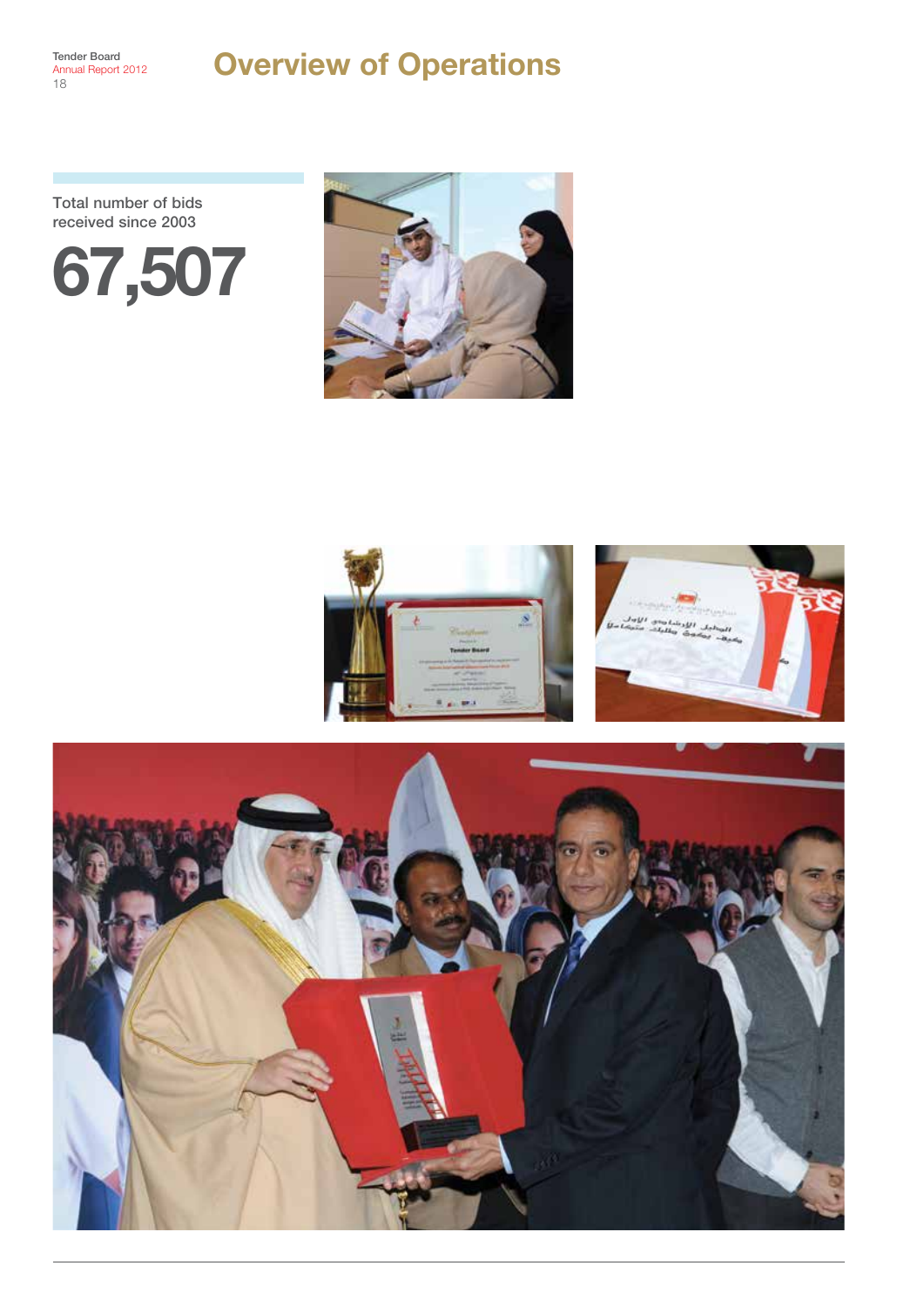# Overview of Operations

Total number of bids received since 2003

**67,507**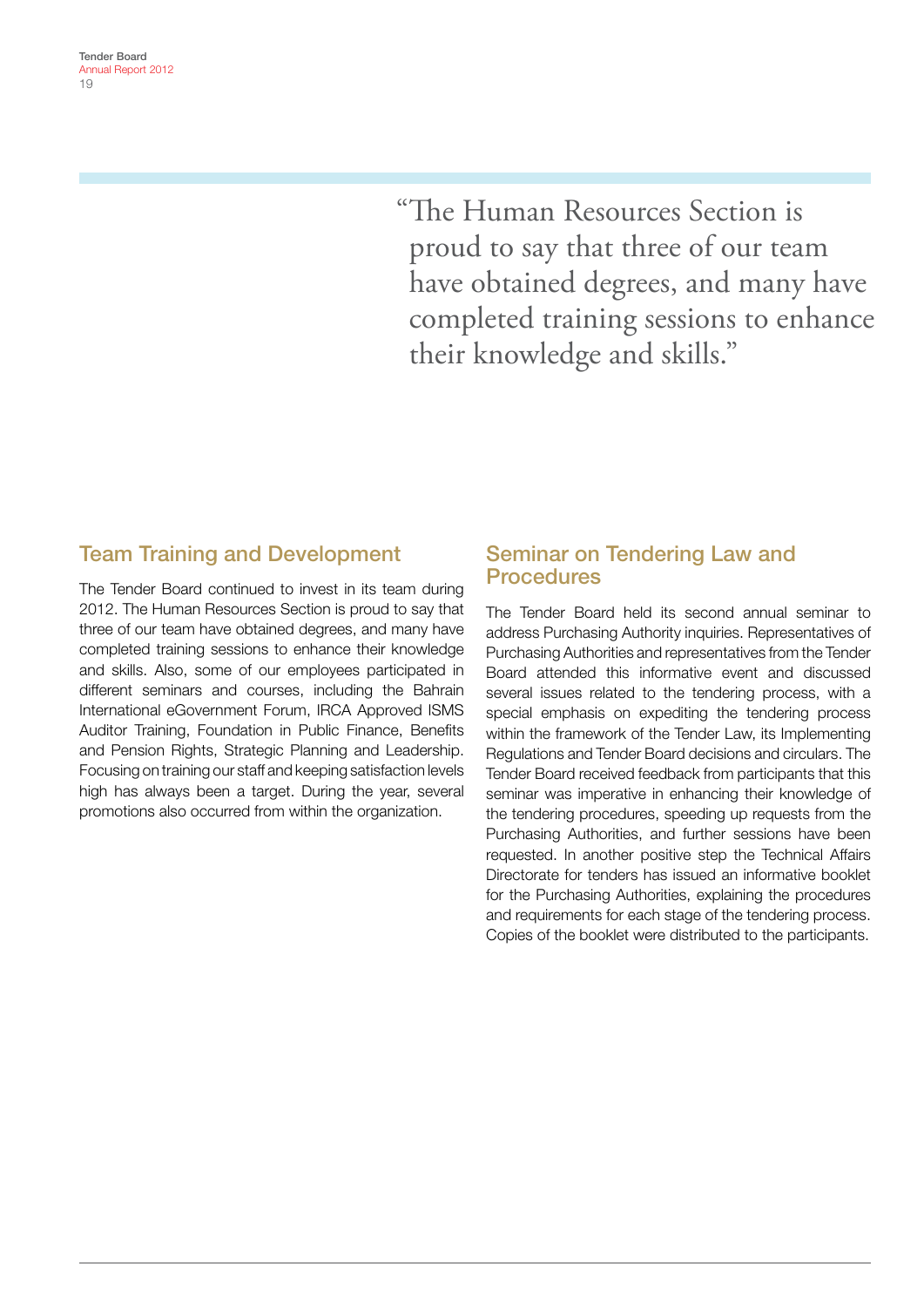> "The Human Resources Section is proud to say that three of our team have obtained degrees, and many have completed training sessions to enhance their knowledge and skills."

## Team Training and Development

The Tender Board continued to invest in its team during 2012. The Human Resources Section is proud to say that three of our team have obtained degrees, and many have completed training sessions to enhance their knowledge and skills. Also, some of our employees participated in different seminars and courses, including the Bahrain International eGovernment Forum, IRCA Approved ISMS Auditor Training, Foundation in Public Finance, Benefits and Pension Rights, Strategic Planning and Leadership. Focusing on training our staff and keeping satisfaction levels high has always been a target. During the year, several promotions also occurred from within the organization.

## Seminar on Tendering Law and Procedures

The Tender Board held its second annual seminar to address Purchasing Authority inquiries. Representatives of Purchasing Authorities and representatives from the Tender Board attended this informative event and discussed several issues related to the tendering process, with a special emphasis on expediting the tendering process within the framework of the Tender Law, its Implementing Regulations and Tender Board decisions and circulars. The Tender Board received feedback from participants that this seminar was imperative in enhancing their knowledge of the tendering procedures, speeding up requests from the Purchasing Authorities, and further sessions have been requested. In another positive step the Technical Affairs Directorate for tenders has issued an informative booklet for the Purchasing Authorities, explaining the procedures and requirements for each stage of the tendering process. Copies of the booklet were distributed to the participants.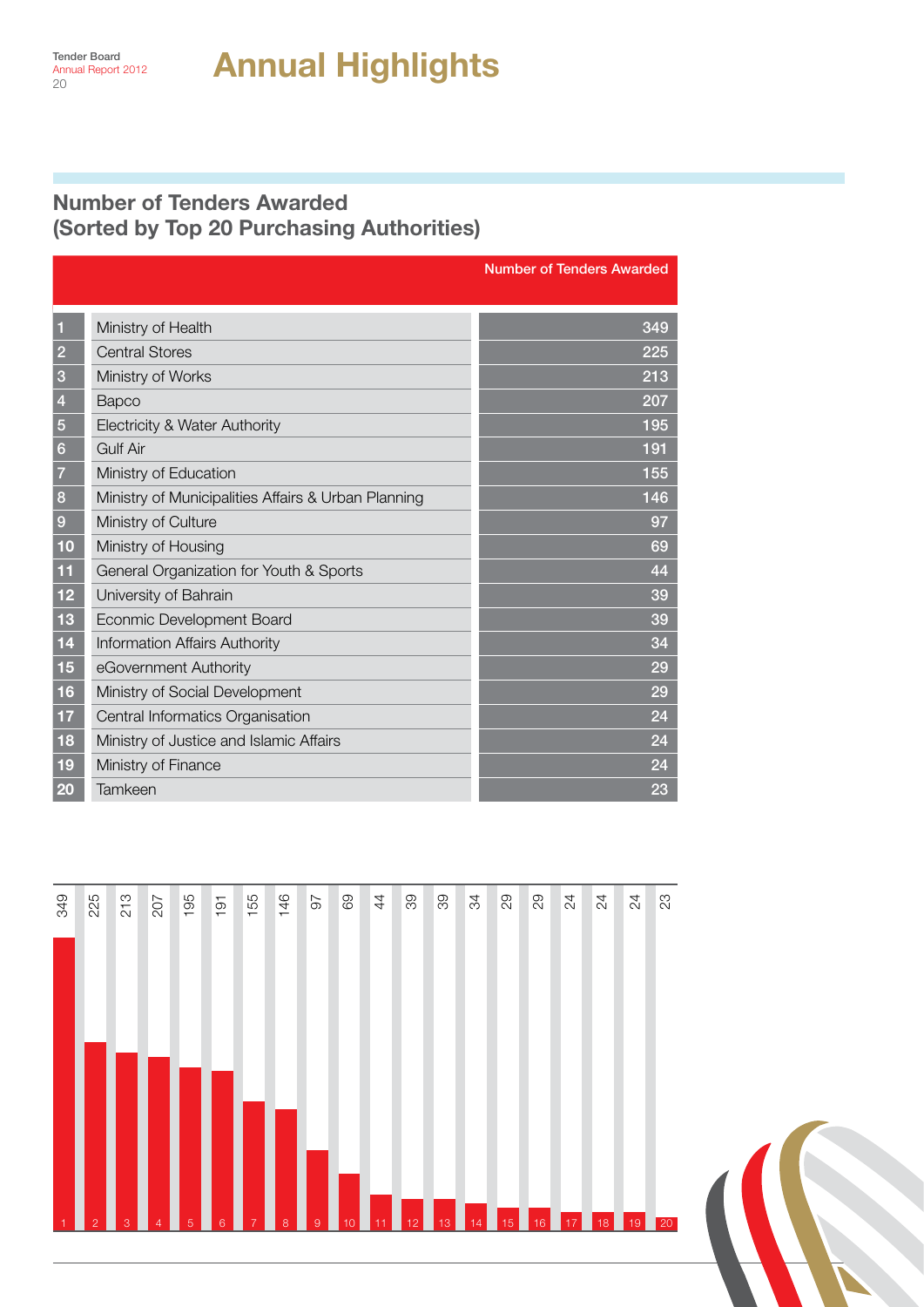# Annual Highlights

## Number of Tenders Awarded (Sorted by Top 20 Purchasing Authorities)

| | | Number of Tenders Awarded |
|---|---|---|
| 1 | Ministry of Health | 349 |
| 2 | Central Stores | 225 |
| 3 | Ministry of Works | 213 |
| 4 | Bapco | 207 |
| 5 | Electricity & Water Authority | 195 |
| 6 | Gulf Air | 191 |
| 7 | Ministry of Education | 155 |
| 8 | Ministry of Municipalities Affairs & Urban Planning | 146 |
| 9 | Ministry of Culture | 97 |
| 10 | Ministry of Housing | 69 |
| 11 | General Organization for Youth & Sports | 44 |
| 12 | University of Bahrain | 39 |
| 13 | Econmic Development Board | 39 |
| 14 | Information Affairs Authority | 34 |
| 15 | eGovernment Authority | 29 |
| 16 | Ministry of Social Development | 29 |
| 17 | Central Informatics Organisation | 24 |
| 18 | Ministry of Justice and Islamic Affairs | 24 |
| 19 | Ministry of Finance | 24 |
| 20 | Tamkeen | 23 |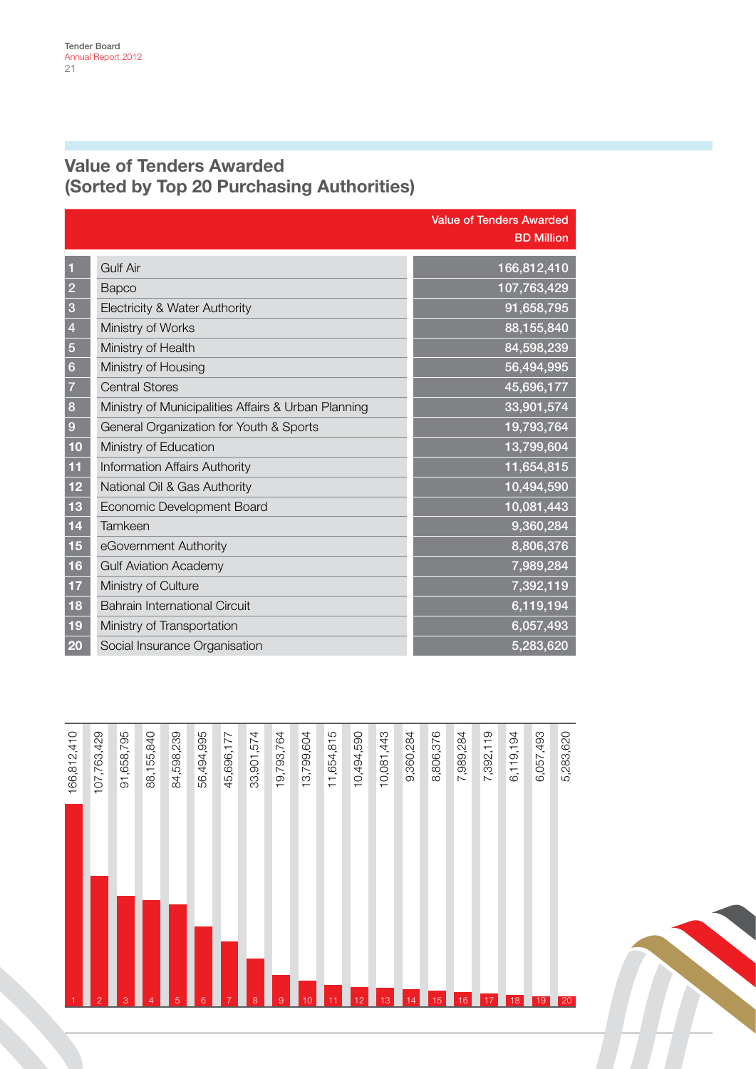## Value of Tenders Awarded
## (Sorted by Top 20 Purchasing Authorities)

| | | Value of Tenders Awarded BD Million |
|---|---|---|
| 1 | Gulf Air | 166,812,410 |
| 2 | Bapco | 107,763,429 |
| 3 | Electricity & Water Authority | 91,658,795 |
| 4 | Ministry of Works | 88,155,840 |
| 5 | Ministry of Health | 84,598,239 |
| 6 | Ministry of Housing | 56,494,995 |
| 7 | Central Stores | 45,696,177 |
| 8 | Ministry of Municipalities Affairs & Urban Planning | 33,901,574 |
| 9 | General Organization for Youth & Sports | 19,793,764 |
| 10 | Ministry of Education | 13,799,604 |
| 11 | Information Affairs Authority | 11,654,815 |
| 12 | National Oil & Gas Authority | 10,494,590 |
| 13 | Economic Development Board | 10,081,443 |
| 14 | Tamkeen | 9,360,284 |
| 15 | eGovernment Authority | 8,806,376 |
| 16 | Gulf Aviation Academy | 7,989,284 |
| 17 | Ministry of Culture | 7,392,119 |
| 18 | Bahrain International Circuit | 6,119,194 |
| 19 | Ministry of Transportation | 6,057,493 |
| 20 | Social Insurance Organisation | 5,283,620 |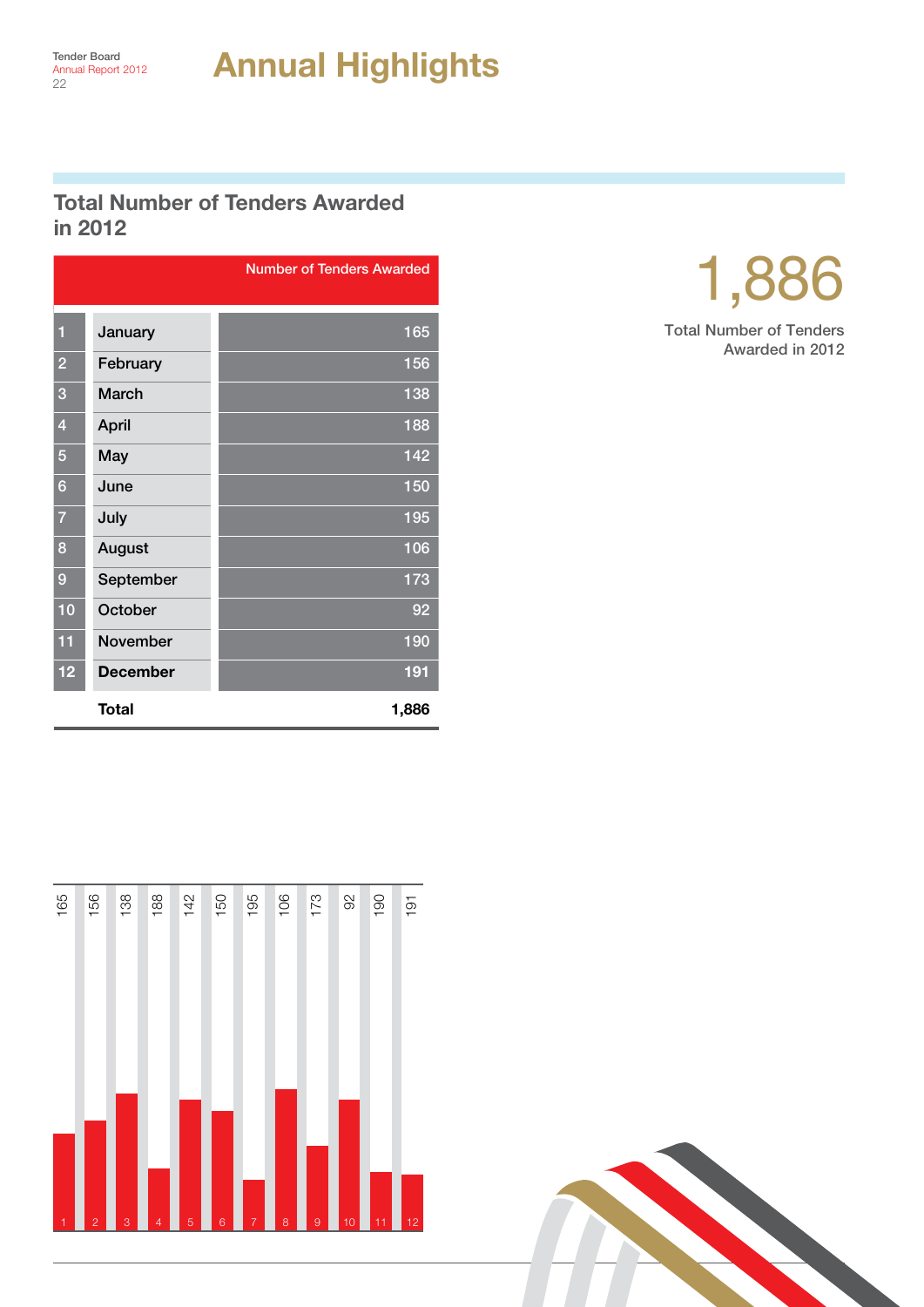# Annual Highlights

## Total Number of Tenders Awarded in 2012

| | | Number of Tenders Awarded |
|---|---|---|
| 1 | January | 165 |
| 2 | February | 156 |
| 3 | March | 138 |
| 4 | April | 188 |
| 5 | May | 142 |
| 6 | June | 150 |
| 7 | July | 195 |
| 8 | August | 106 |
| 9 | September | 173 |
| 10 | October | 92 |
| 11 | November | 190 |
| 12 | **December** | 191 |
| | **Total** | **1,886** |

1,886

Total Number of Tenders Awarded in 2012

| 1 | 2 | 3 | 4 | 5 | 6 | 7 | 8 | 9 | 10 | 11 | 12 |
|---|---|---|---|---|---|---|---|---|---|---|---|
| 165 | 156 | 138 | 188 | 142 | 150 | 195 | 106 | 173 | 92 | 190 | 191 |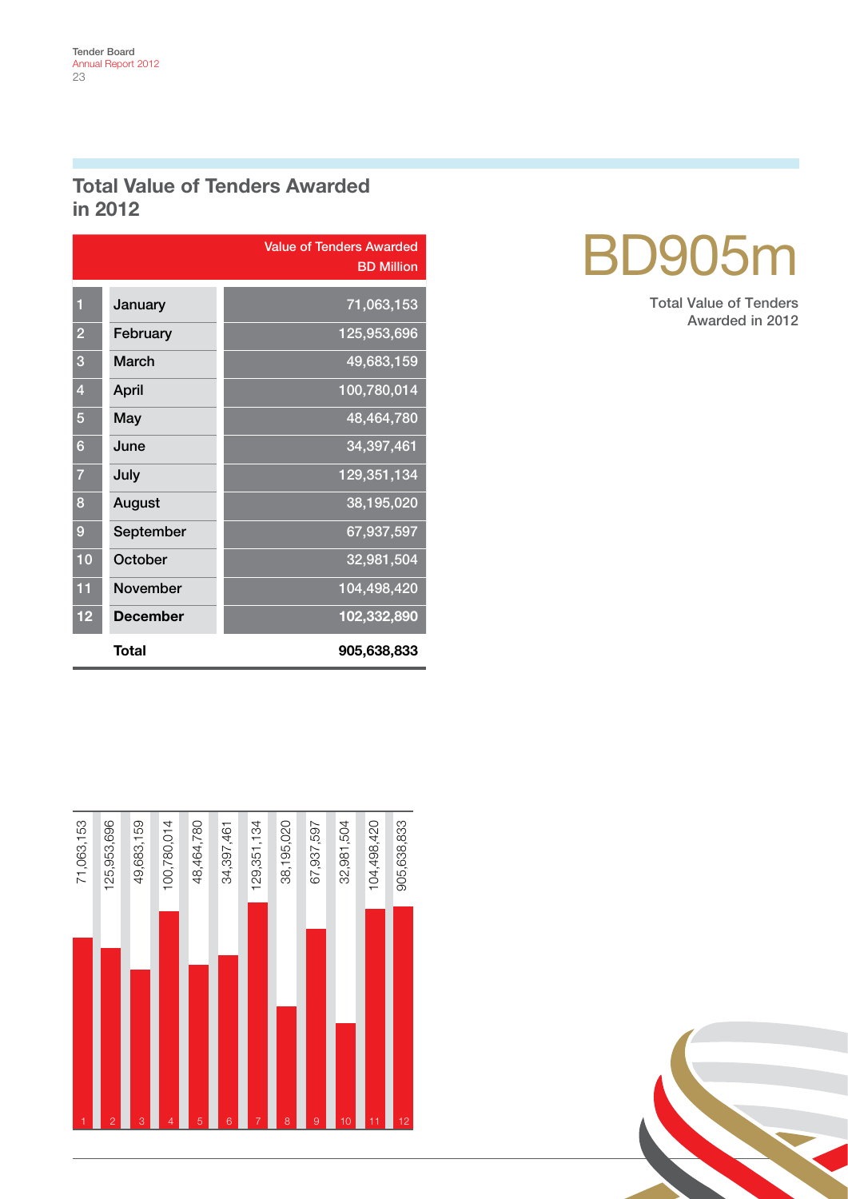## Total Value of Tenders Awarded in 2012

| | | Value of Tenders Awarded BD Million |
|---|---|---|
| 1 | January | 71,063,153 |
| 2 | February | 125,953,696 |
| 3 | March | 49,683,159 |
| 4 | April | 100,780,014 |
| 5 | May | 48,464,780 |
| 6 | June | 34,397,461 |
| 7 | July | 129,351,134 |
| 8 | August | 38,195,020 |
| 9 | September | 67,937,597 |
| 10 | October | 32,981,504 |
| 11 | November | 104,498,420 |
| 12 | **December** | **102,332,890** |
| | **Total** | **905,638,833** |

# BD905m

**Total Value of Tenders Awarded in 2012**

| 1 | 2 | 3 | 4 | 5 | 6 | 7 | 8 | 9 | 10 | 11 | 12 |
|---|---|---|---|---|---|---|---|---|---|---|---|
| 71,063,153 | 125,953,696 | 49,683,159 | 100,780,014 | 48,464,780 | 34,397,461 | 129,351,134 | 38,195,020 | 67,937,597 | 32,981,504 | 104,498,420 | 905,638,833 |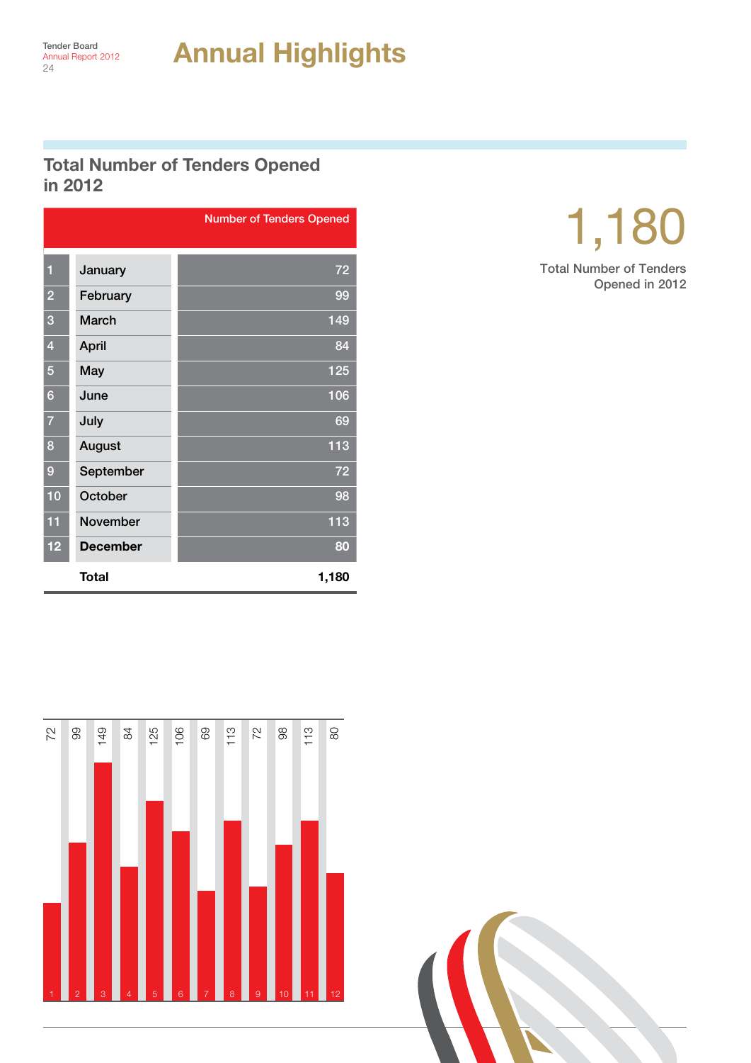# Annual Highlights

## Total Number of Tenders Opened in 2012

| | | Number of Tenders Opened |
|---|---|---|
| 1 | January | 72 |
| 2 | February | 99 |
| 3 | March | 149 |
| 4 | April | 84 |
| 5 | May | 125 |
| 6 | June | 106 |
| 7 | July | 69 |
| 8 | August | 113 |
| 9 | September | 72 |
| 10 | October | 98 |
| 11 | November | 113 |
| 12 | **December** | **80** |
| | **Total** | **1,180** |

1,180

Total Number of Tenders Opened in 2012

| 1 | 2 | 3 | 4 | 5 | 6 | 7 | 8 | 9 | 10 | 11 | 12 |
|---|---|---|---|---|---|---|---|---|---|---|---|
| 72 | 99 | 149 | 84 | 125 | 106 | 69 | 113 | 72 | 98 | 113 | 80 |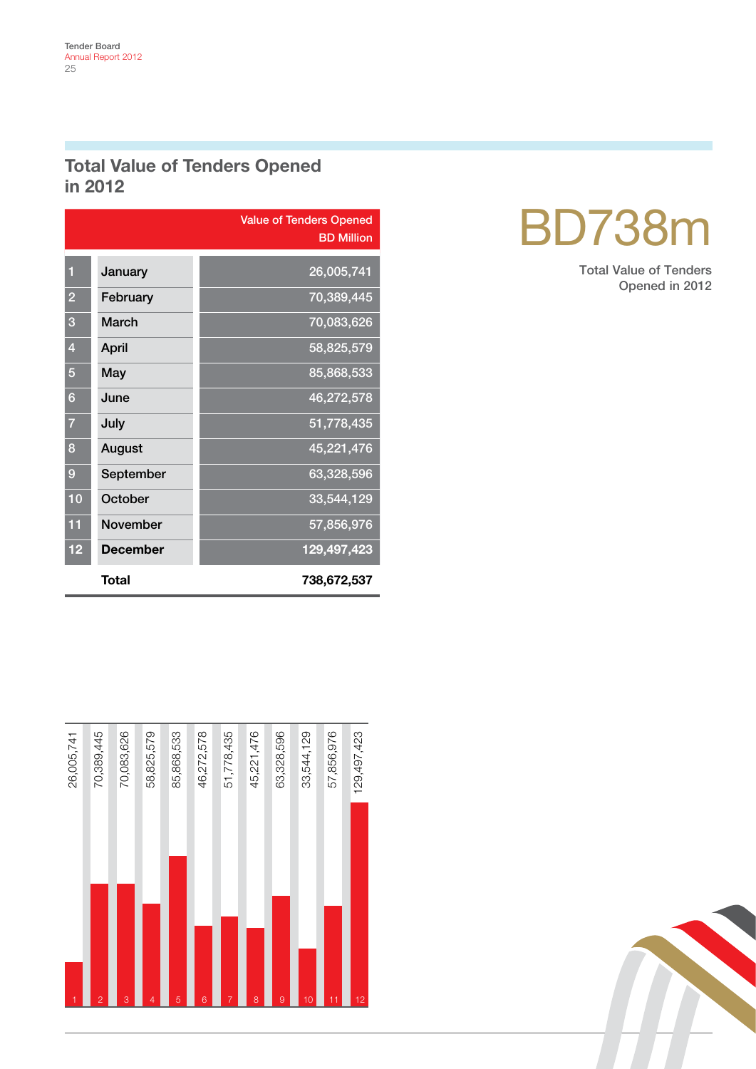## Total Value of Tenders Opened in 2012

| | | Value of Tenders Opened BD Million |
|---|---|---|
| 1 | January | 26,005,741 |
| 2 | February | 70,389,445 |
| 3 | March | 70,083,626 |
| 4 | April | 58,825,579 |
| 5 | May | 85,868,533 |
| 6 | June | 46,272,578 |
| 7 | July | 51,778,435 |
| 8 | August | 45,221,476 |
| 9 | September | 63,328,596 |
| 10 | October | 33,544,129 |
| 11 | November | 57,856,976 |
| 12 | **December** | **129,497,423** |
| | **Total** | **738,672,537** |

# BD738m

Total Value of Tenders Opened in 2012

| Month | Value |
|---|---|
| 1 | 26,005,741 |
| 2 | 70,389,445 |
| 3 | 70,083,626 |
| 4 | 58,825,579 |
| 5 | 85,868,533 |
| 6 | 46,272,578 |
| 7 | 51,778,435 |
| 8 | 45,221,476 |
| 9 | 63,328,596 |
| 10 | 33,544,129 |
| 11 | 57,856,976 |
| 12 | 129,497,423 |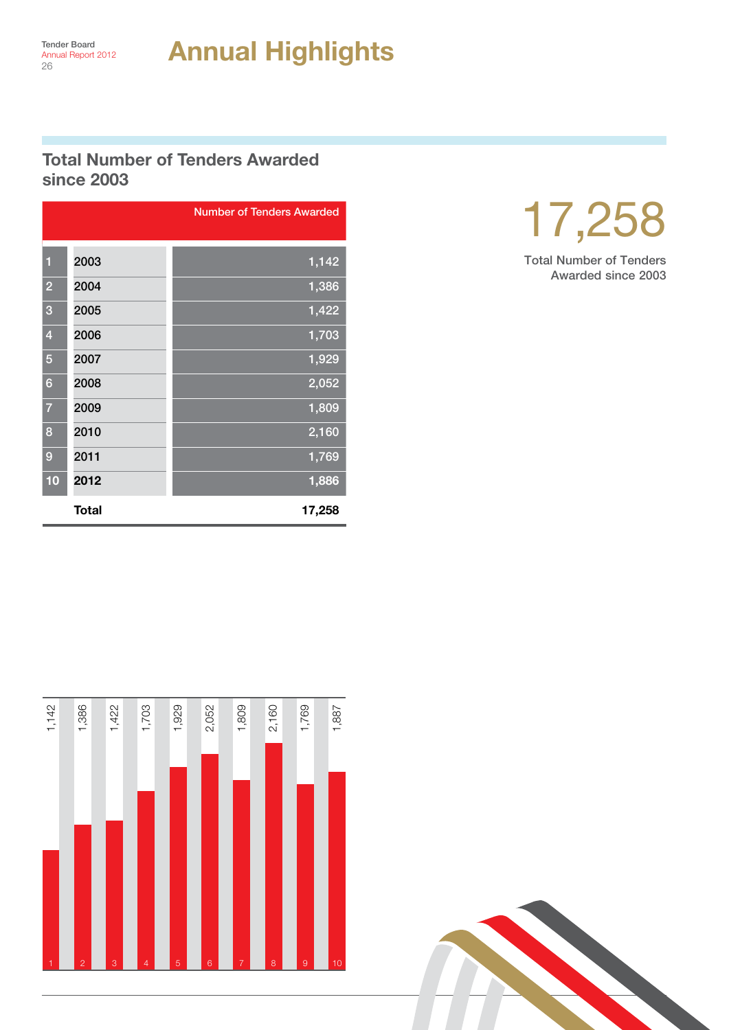# Annual Highlights

## Total Number of Tenders Awarded since 2003

| | | Number of Tenders Awarded |
|---|---|---|
| 1 | 2003 | 1,142 |
| 2 | 2004 | 1,386 |
| 3 | 2005 | 1,422 |
| 4 | 2006 | 1,703 |
| 5 | 2007 | 1,929 |
| 6 | 2008 | 2,052 |
| 7 | 2009 | 1,809 |
| 8 | 2010 | 2,160 |
| 9 | 2011 | 1,769 |
| 10 | **2012** | **1,886** |
| | **Total** | **17,258** |

17,258

Total Number of Tenders Awarded since 2003

| | 1 | 2 | 3 | 4 | 5 | 6 | 7 | 8 | 9 | 10 |
|---|---|---|---|---|---|---|---|---|---|---|
| Number of Tenders Awarded | 1,142 | 1,386 | 1,422 | 1,703 | 1,929 | 2,052 | 1,809 | 2,160 | 1,769 | 1,887 |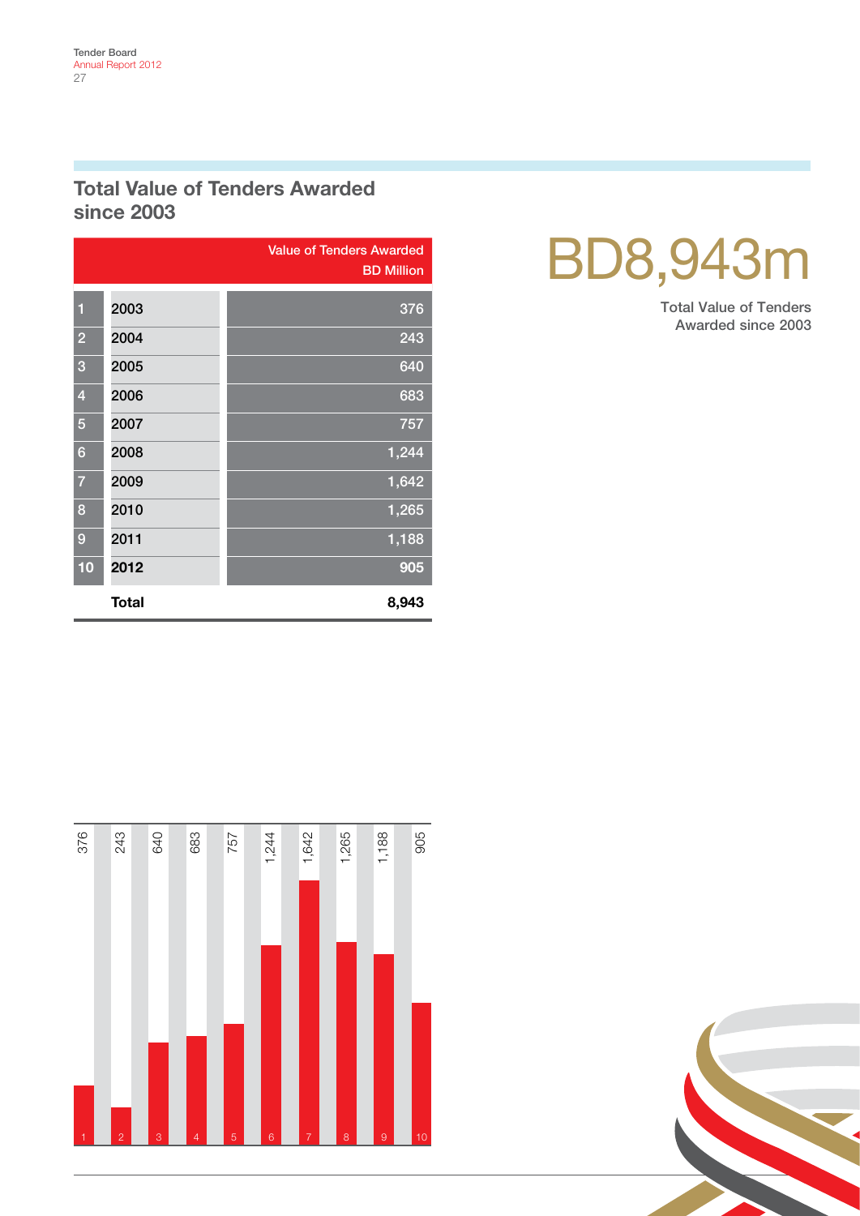## Total Value of Tenders Awarded since 2003

| | | Value of Tenders Awarded BD Million |
|---|---|---|
| 1 | 2003 | 376 |
| 2 | 2004 | 243 |
| 3 | 2005 | 640 |
| 4 | 2006 | 683 |
| 5 | 2007 | 757 |
| 6 | 2008 | 1,244 |
| 7 | 2009 | 1,642 |
| 8 | 2010 | 1,265 |
| 9 | 2011 | 1,188 |
| 10 | 2012 | 905 |
| | **Total** | **8,943** |

# BD8,943m

Total Value of Tenders Awarded since 2003

| 1 | 2 | 3 | 4 | 5 | 6 | 7 | 8 | 9 | 10 |
|---|---|---|---|---|---|---|---|---|---|
| 376 | 243 | 640 | 683 | 757 | 1,244 | 1,642 | 1,265 | 1,188 | 905 |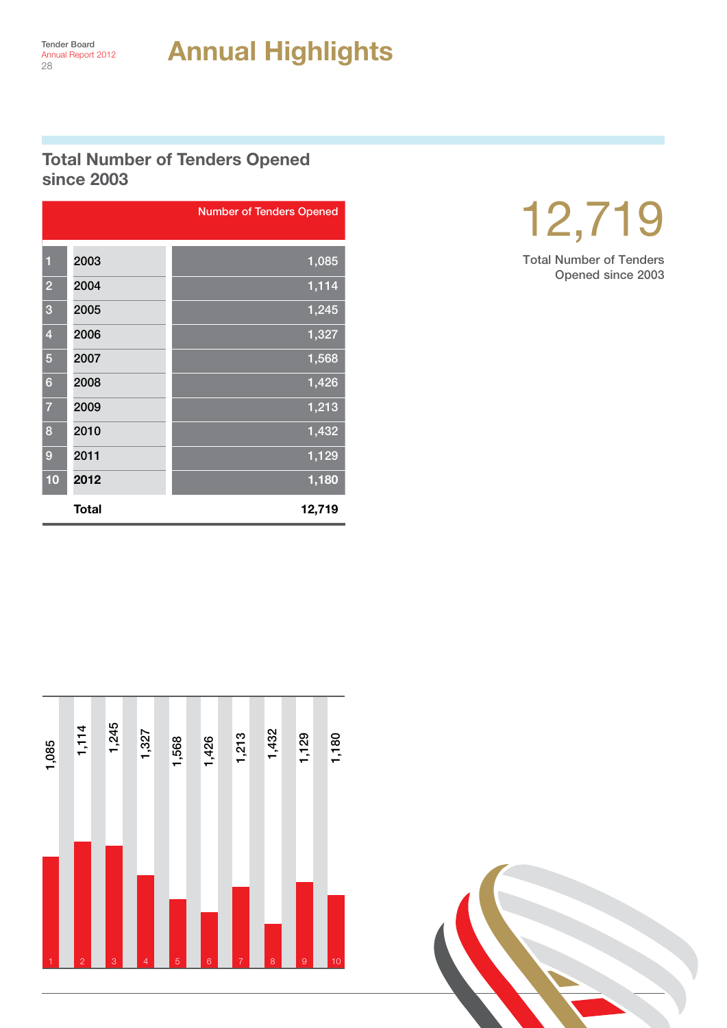# Annual Highlights

## Total Number of Tenders Opened since 2003

| | | Number of Tenders Opened |
|---|---|---|
| 1 | 2003 | 1,085 |
| 2 | 2004 | 1,114 |
| 3 | 2005 | 1,245 |
| 4 | 2006 | 1,327 |
| 5 | 2007 | 1,568 |
| 6 | 2008 | 1,426 |
| 7 | 2009 | 1,213 |
| 8 | 2010 | 1,432 |
| 9 | 2011 | 1,129 |
| 10 | **2012** | **1,180** |
| | **Total** | **12,719** |

12,719

Total Number of Tenders Opened since 2003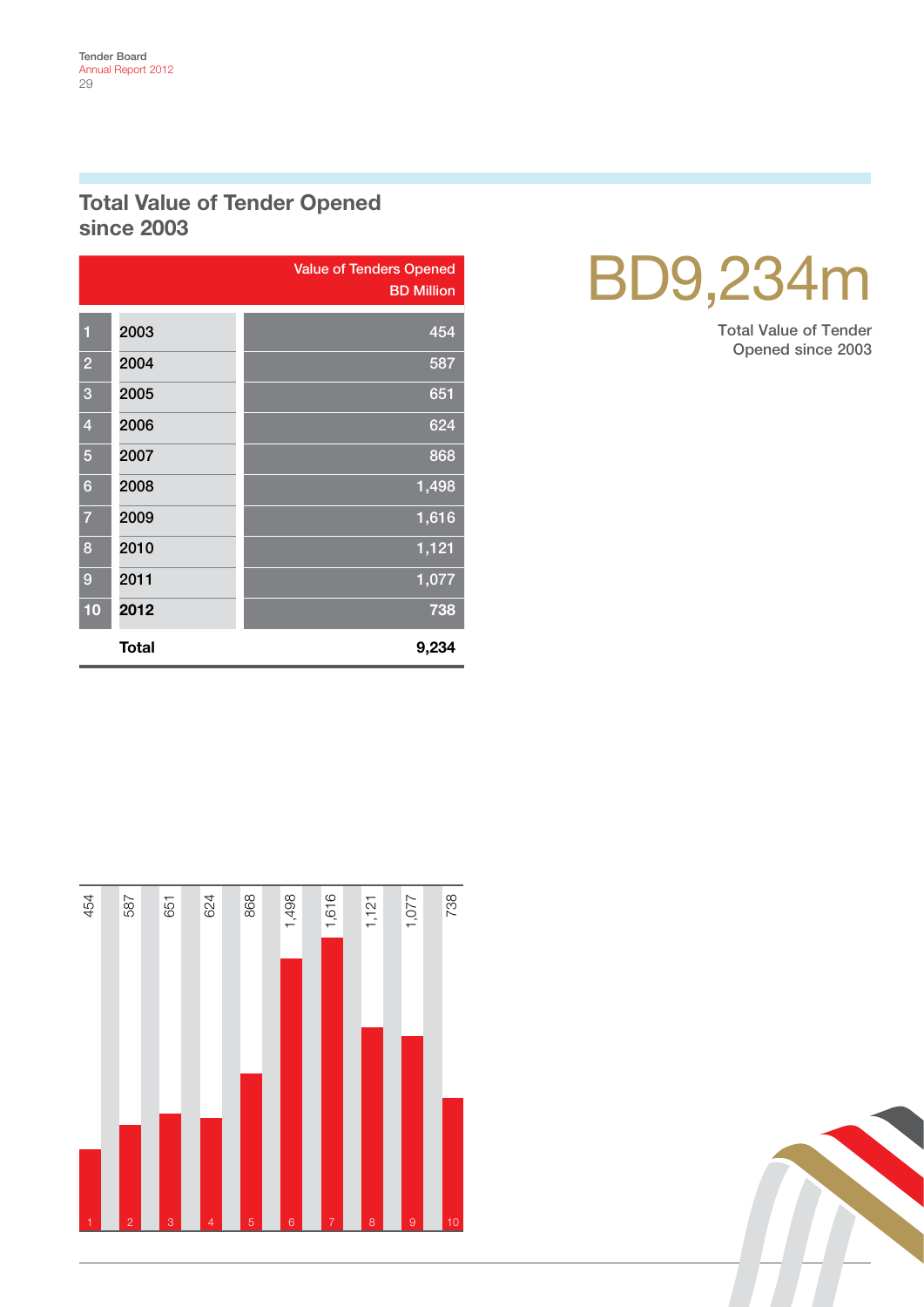## Total Value of Tender Opened since 2003

| | | Value of Tenders Opened BD Million |
|---|---|---|
| 1 | 2003 | 454 |
| 2 | 2004 | 587 |
| 3 | 2005 | 651 |
| 4 | 2006 | 624 |
| 5 | 2007 | 868 |
| 6 | 2008 | 1,498 |
| 7 | 2009 | 1,616 |
| 8 | 2010 | 1,121 |
| 9 | 2011 | 1,077 |
| 10 | 2012 | 738 |
| | **Total** | **9,234** |

# BD9,234m

Total Value of Tender Opened since 2003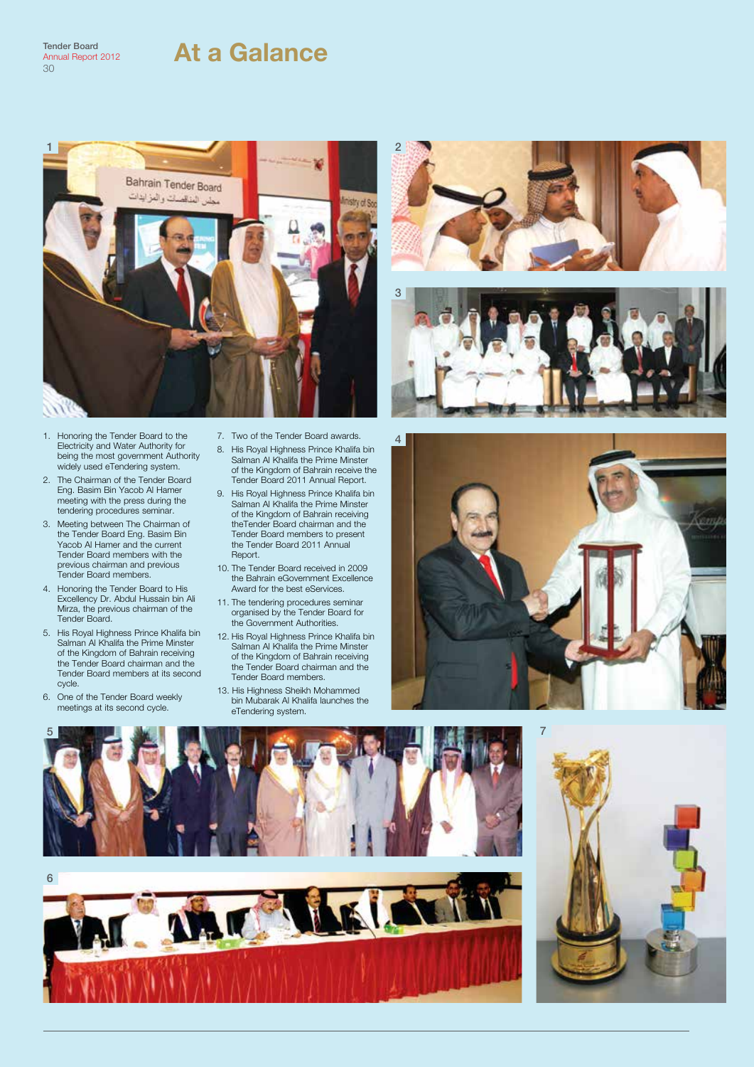# At a Galance

1. Honoring the Tender Board to the Electricity and Water Authority for being the most government Authority widely used eTendering system.
2. The Chairman of the Tender Board Eng. Basim Bin Yacob Al Hamer meeting with the press during the tendering procedures seminar.
3. Meeting between The Chairman of the Tender Board Eng. Basim Bin Yacob Al Hamer and the current Tender Board members with the previous chairman and previous Tender Board members.
4. Honoring the Tender Board to His Excellency Dr. Abdul Hussain bin Ali Mirza, the previous chairman of the Tender Board.
5. His Royal Highness Prince Khalifa bin Salman Al Khalifa the Prime Minster of the Kingdom of Bahrain receiving the Tender Board chairman and the Tender Board members at its second cycle.
6. One of the Tender Board weekly meetings at its second cycle.
7. Two of the Tender Board awards.
8. His Royal Highness Prince Khalifa bin Salman Al Khalifa the Prime Minster of the Kingdom of Bahrain receive the Tender Board 2011 Annual Report.
9. His Royal Highness Prince Khalifa bin Salman Al Khalifa the Prime Minster of the Kingdom of Bahrain receiving theTender Board chairman and the Tender Board members to present the Tender Board 2011 Annual Report.
10. The Tender Board received in 2009 the Bahrain eGovernment Excellence Award for the best eServices.
11. The tendering procedures seminar organised by the Tender Board for the Government Authorities.
12. His Royal Highness Prince Khalifa bin Salman Al Khalifa the Prime Minster of the Kingdom of Bahrain receiving the Tender Board chairman and the Tender Board members.
13. His Highness Sheikh Mohammed bin Mubarak Al Khalifa launches the eTendering system.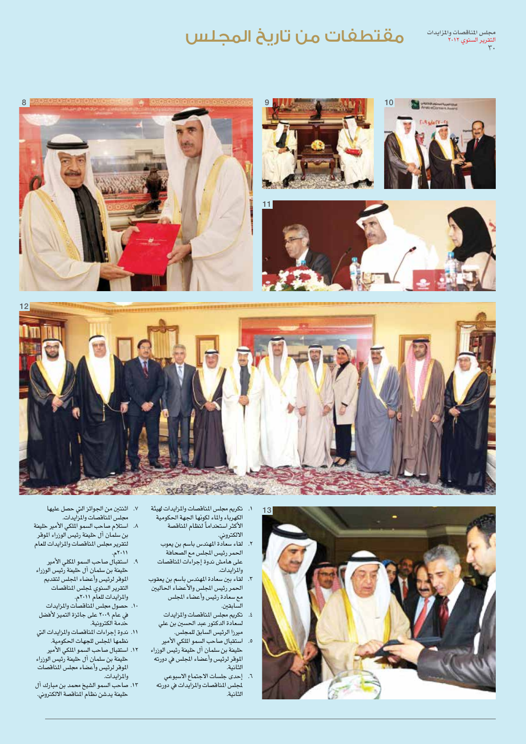# مقتطفات من تاريخ المجلس

١. تكريم مجلس المناقصات والمزايدات لهيئة الكهرباء والماء لكونها الجهة الحكومية الأكثر استخداماً لنظام المناقصة الالكتروني.
٢. لقاء سعادة المهندس باسم بن يعوب الحمر رئيس المجلس مع الصحافة على هامش ندوة إجراءات المناقصات والمزايدات.
٣. لقاء بين سعادة المهندس باسم بن يعقوب الحمر رئيس المجلس والأعضاء الحاليين مع سعادة رئيس وأعضاء المجلس السابقين.
٤. تكريم مجلس المناقصات والمزايدات لسعادة الدكتور عبد الحسين بن علي ميرزا الرئيس السابق للمجلس.
٥. استقبال صاحب السمو الملكي الأمير خليفة بن سلمان آل خليفة رئيس الوزراء الموقر لرئيس وأعضاء المجلس في دورته الثانية.
٦. إحدى جلسات الاجتماع الاسبوعي لمجلس المناقصات والمزايدات في دورته الثانية.
٧. اثنتين من الجوائز التي حصل عليها مجلس المناقصات والمزايدات.
٨. استلام صاحب السمو الملكي الأمير خليفة بن سلمان آل خليفة رئيس الوزراء الموقر لتقرير مجلس المناقصات والمزايدات للعام ٢٠١١م.
٩. استقبال صاحب السمو الملكي الأمير خليفة بن سلمان آل خليفة رئيس الوزراء الموقر لرئيس وأعضاء المجلس لتقديم التقرير السنوي لمجلس المناقصات والمزايدات للعام ٢٠١١م.
١٠. حصول مجلس المناقصات والمزايدات في عام ٢٠٠٩ على جائزة التميز لأفضل خدمة الكترونية.
١١. ندوة إجراءات المناقصات والمزايدات التي نظمها المجلس للجهات الحكومية.
١٢. استقبال صاحب السمو الملكي الأمير خليفة بن سلمان آل خليفة رئيس الوزراء الموقر لرئيس وأعضاء مجلس المناقصات والمزايدات.
١٣. صاحب السمو الشيخ محمد بن مبارك آل خليفة يدشن نظام المناقصة الالكتروني.